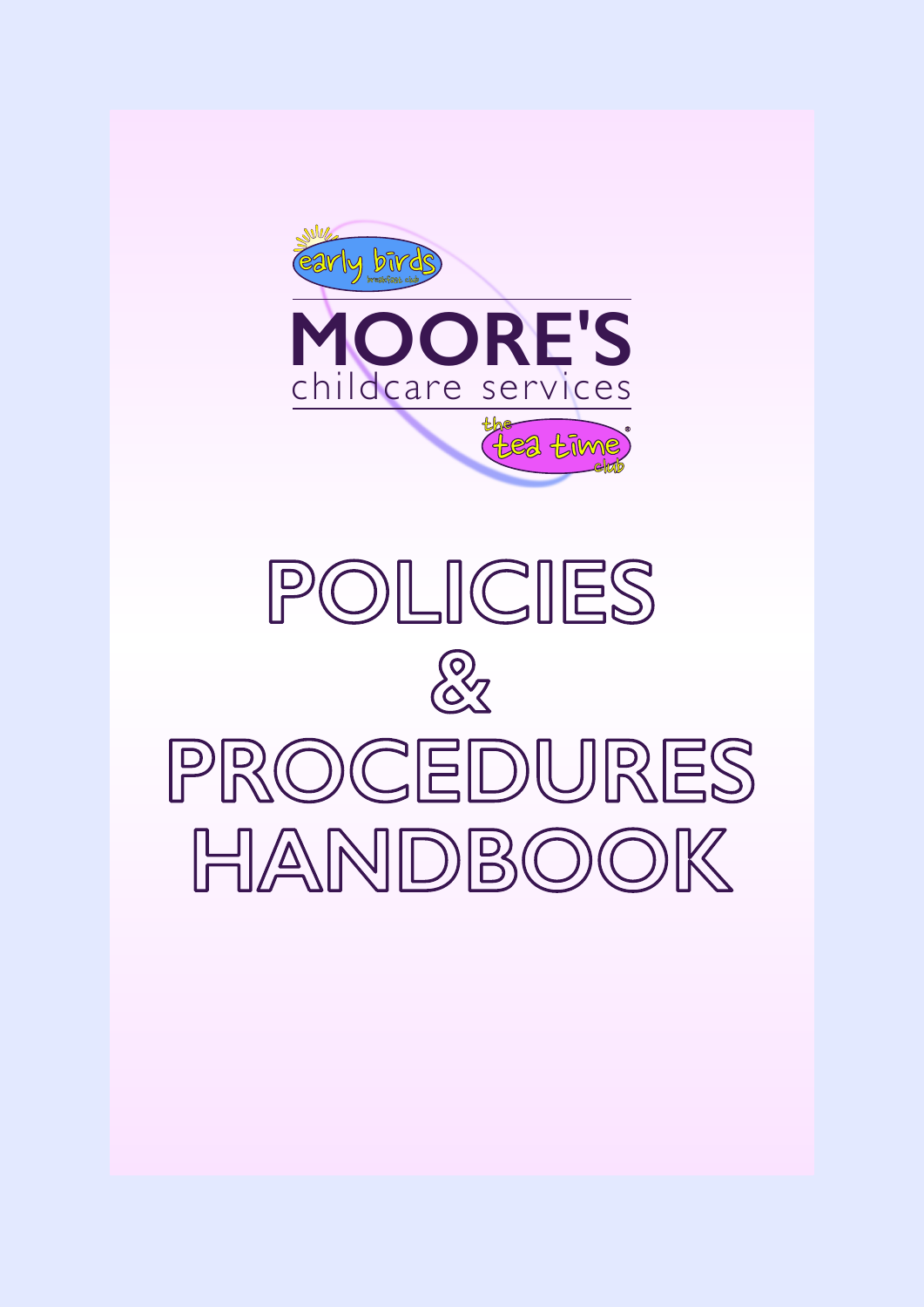early birds
breakfast club

# MOORE'S
childcare services

the
tea time
club

# POLICIES & PROCEDURES HANDBOOK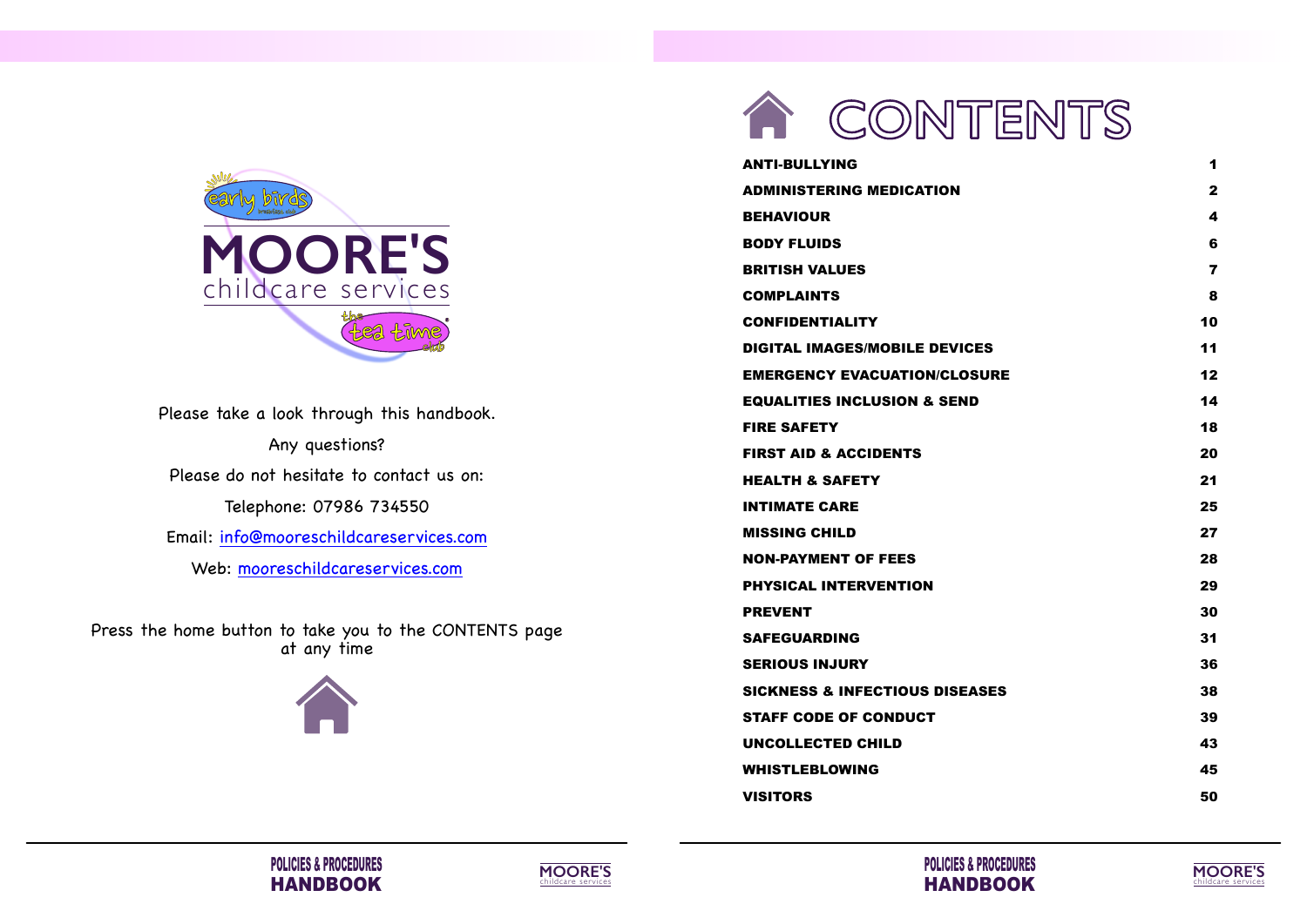Please take a look through this handbook.

Any questions?

Please do not hesitate to contact us on:

Telephone: 07986 734550

Email: info@mooreschildcareservices.com

Web: mooreschildcareservices.com

Press the home button to take you to the CONTENTS page at any time

# CONTENTS

| | |
|---|---|
| ANTI-BULLYING | 1 |
| ADMINISTERING MEDICATION | 2 |
| BEHAVIOUR | 4 |
| BODY FLUIDS | 6 |
| BRITISH VALUES | 7 |
| COMPLAINTS | 8 |
| CONFIDENTIALITY | 10 |
| DIGITAL IMAGES/MOBILE DEVICES | 11 |
| EMERGENCY EVACUATION/CLOSURE | 12 |
| EQUALITIES INCLUSION & SEND | 14 |
| FIRE SAFETY | 18 |
| FIRST AID & ACCIDENTS | 20 |
| HEALTH & SAFETY | 21 |
| INTIMATE CARE | 25 |
| MISSING CHILD | 27 |
| NON-PAYMENT OF FEES | 28 |
| PHYSICAL INTERVENTION | 29 |
| PREVENT | 30 |
| SAFEGUARDING | 31 |
| SERIOUS INJURY | 36 |
| SICKNESS & INFECTIOUS DISEASES | 38 |
| STAFF CODE OF CONDUCT | 39 |
| UNCOLLECTED CHILD | 43 |
| WHISTLEBLOWING | 45 |
| VISITORS | 50 |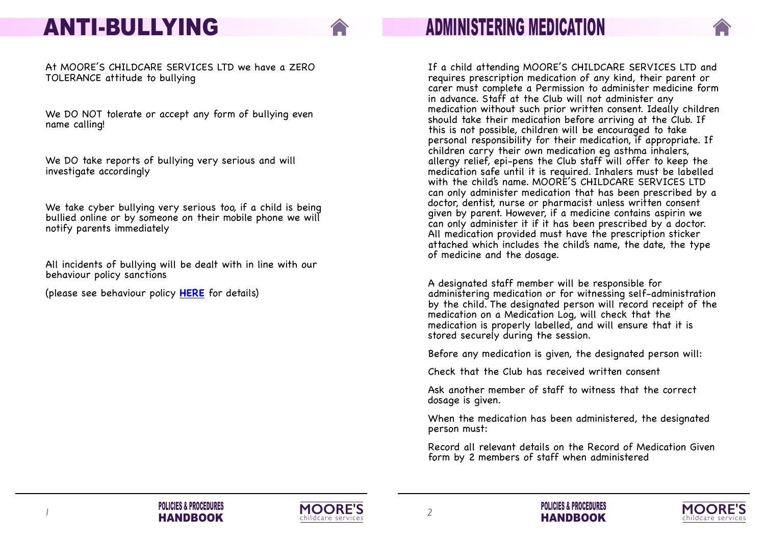# ANTI-BULLYING

At MOORE'S CHILDCARE SERVICES LTD we have a ZERO TOLERANCE attitude to bullying

We DO NOT tolerate or accept any form of bullying even name calling!

We DO take reports of bullying very serious and will investigate accordingly

We take cyber bullying very serious too, if a child is being bullied online or by someone on their mobile phone we will notify parents immediately

All incidents of bullying will be dealt with in line with our behaviour policy sanctions

(please see behaviour policy **HERE** for details)

# ADMINISTERING MEDICATION

If a child attending MOORE'S CHILDCARE SERVICES LTD and requires prescription medication of any kind, their parent or carer must complete a Permission to administer medicine form in advance. Staff at the Club will not administer any medication without such prior written consent. Ideally children should take their medication before arriving at the Club. If this is not possible, children will be encouraged to take personal responsibility for their medication, if appropriate. If children carry their own medication eg asthma inhalers, allergy relief, epi-pens the Club staff will offer to keep the medication safe until it is required. Inhalers must be labelled with the child's name. MOORE'S CHILDCARE SERVICES LTD can only administer medication that has been prescribed by a doctor, dentist, nurse or pharmacist unless written consent given by parent. However, if a medicine contains aspirin we can only administer it if it has been prescribed by a doctor. All medication provided must have the prescription sticker attached which includes the child's name, the date, the type of medicine and the dosage.

A designated staff member will be responsible for administering medication or for witnessing self-administration by the child. The designated person will record receipt of the medication on a Medication Log, will check that the medication is properly labelled, and will ensure that it is stored securely during the session.

Before any medication is given, the designated person will:

Check that the Club has received written consent

Ask another member of staff to witness that the correct dosage is given.

When the medication has been administered, the designated person must:

Record all relevant details on the Record of Medication Given form by 2 members of staff when administered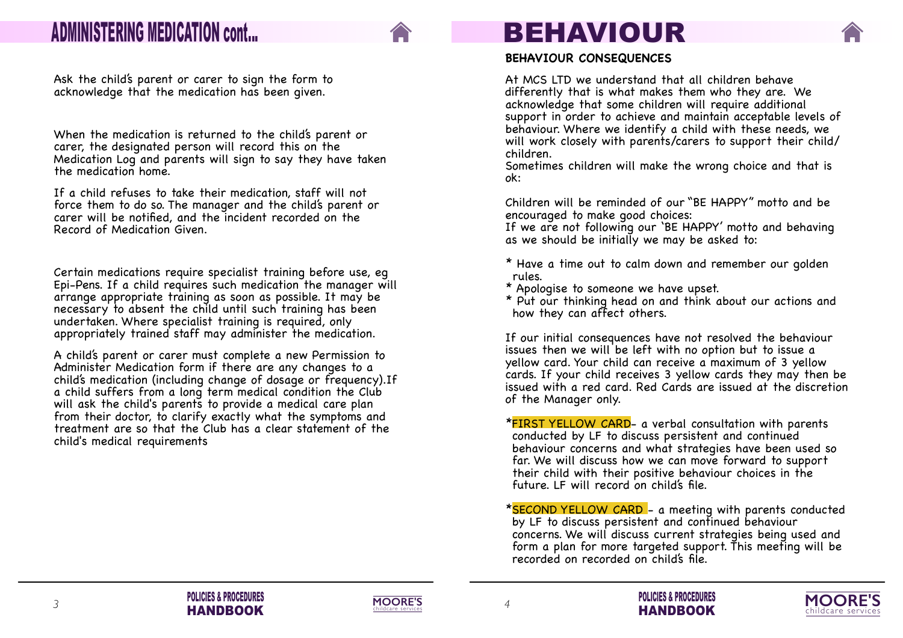## ADMINISTERING MEDICATION cont...

Ask the child's parent or carer to sign the form to acknowledge that the medication has been given.

When the medication is returned to the child's parent or carer, the designated person will record this on the Medication Log and parents will sign to say they have taken the medication home.

If a child refuses to take their medication, staff will not force them to do so. The manager and the child's parent or carer will be notified, and the incident recorded on the Record of Medication Given.

Certain medications require specialist training before use, eg Epi-Pens. If a child requires such medication the manager will arrange appropriate training as soon as possible. It may be necessary to absent the child until such training has been undertaken. Where specialist training is required, only appropriately trained staff may administer the medication.

A child's parent or carer must complete a new Permission to Administer Medication form if there are any changes to a child's medication (including change of dosage or frequency).If a child suffers from a long term medical condition the Club will ask the child's parents to provide a medical care plan from their doctor, to clarify exactly what the symptoms and treatment are so that the Club has a clear statement of the child's medical requirements

# BEHAVIOUR

**BEHAVIOUR CONSEQUENCES**

At MCS LTD we understand that all children behave differently that is what makes them who they are. We acknowledge that some children will require additional support in order to achieve and maintain acceptable levels of behaviour. Where we identify a child with these needs, we will work closely with parents/carers to support their child/children.
Sometimes children will make the wrong choice and that is ok:

Children will be reminded of our "BE HAPPY" motto and be encouraged to make good choices:
If we are not following our 'BE HAPPY' motto and behaving as we should be initially we may be asked to:

* Have a time out to calm down and remember our golden rules.
* Apologise to someone we have upset.
* Put our thinking head on and think about our actions and how they can affect others.

If our initial consequences have not resolved the behaviour issues then we will be left with no option but to issue a yellow card. Your child can receive a maximum of 3 yellow cards. If your child receives 3 yellow cards they may then be issued with a red card. Red Cards are issued at the discretion of the Manager only.

*FIRST YELLOW CARD- a verbal consultation with parents conducted by LF to discuss persistent and continued behaviour concerns and what strategies have been used so far. We will discuss how we can move forward to support their child with their positive behaviour choices in the future. LF will record on child's file.

*SECOND YELLOW CARD - a meeting with parents conducted by LF to discuss persistent and continued behaviour concerns. We will discuss current strategies being used and form a plan for more targeted support. This meeting will be recorded on recorded on child's file.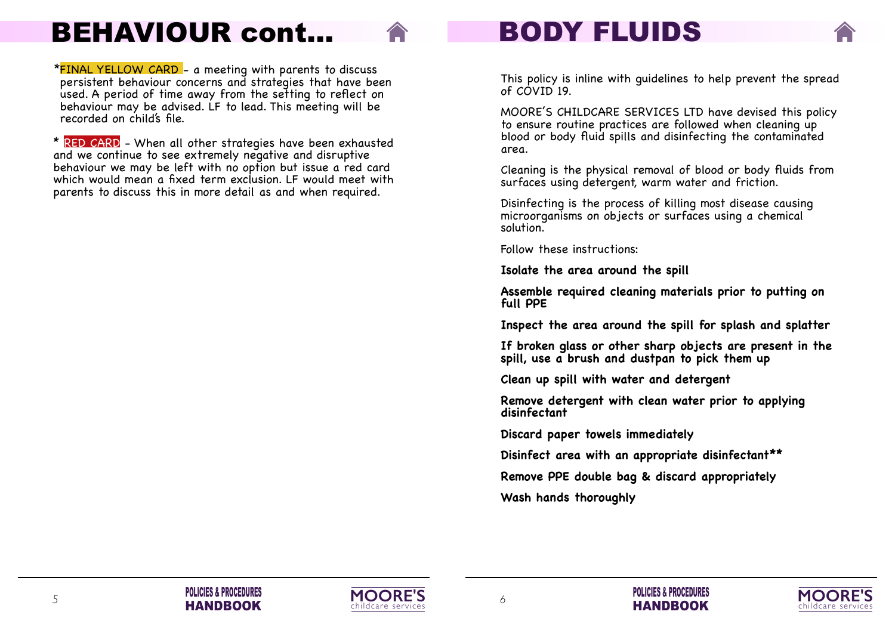# BEHAVIOUR cont...

*FINAL YELLOW CARD - a meeting with parents to discuss persistent behaviour concerns and strategies that have been used. A period of time away from the setting to reflect on behaviour may be advised. LF to lead. This meeting will be recorded on child's file.

* RED CARD - When all other strategies have been exhausted and we continue to see extremely negative and disruptive behaviour we may be left with no option but issue a red card which would mean a fixed term exclusion. LF would meet with parents to discuss this in more detail as and when required.

# BODY FLUIDS

This policy is inline with guidelines to help prevent the spread of COVID 19.

MOORE'S CHILDCARE SERVICES LTD have devised this policy to ensure routine practices are followed when cleaning up blood or body fluid spills and disinfecting the contaminated area.

Cleaning is the physical removal of blood or body fluids from surfaces using detergent, warm water and friction.

Disinfecting is the process of killing most disease causing microorganisms on objects or surfaces using a chemical solution.

Follow these instructions:

**Isolate the area around the spill**

**Assemble required cleaning materials prior to putting on full PPE**

**Inspect the area around the spill for splash and splatter**

**If broken glass or other sharp objects are present in the spill, use a brush and dustpan to pick them up**

**Clean up spill with water and detergent**

**Remove detergent with clean water prior to applying disinfectant**

**Discard paper towels immediately**

**Disinfect area with an appropriate disinfectant****

**Remove PPE double bag & discard appropriately**

**Wash hands thoroughly**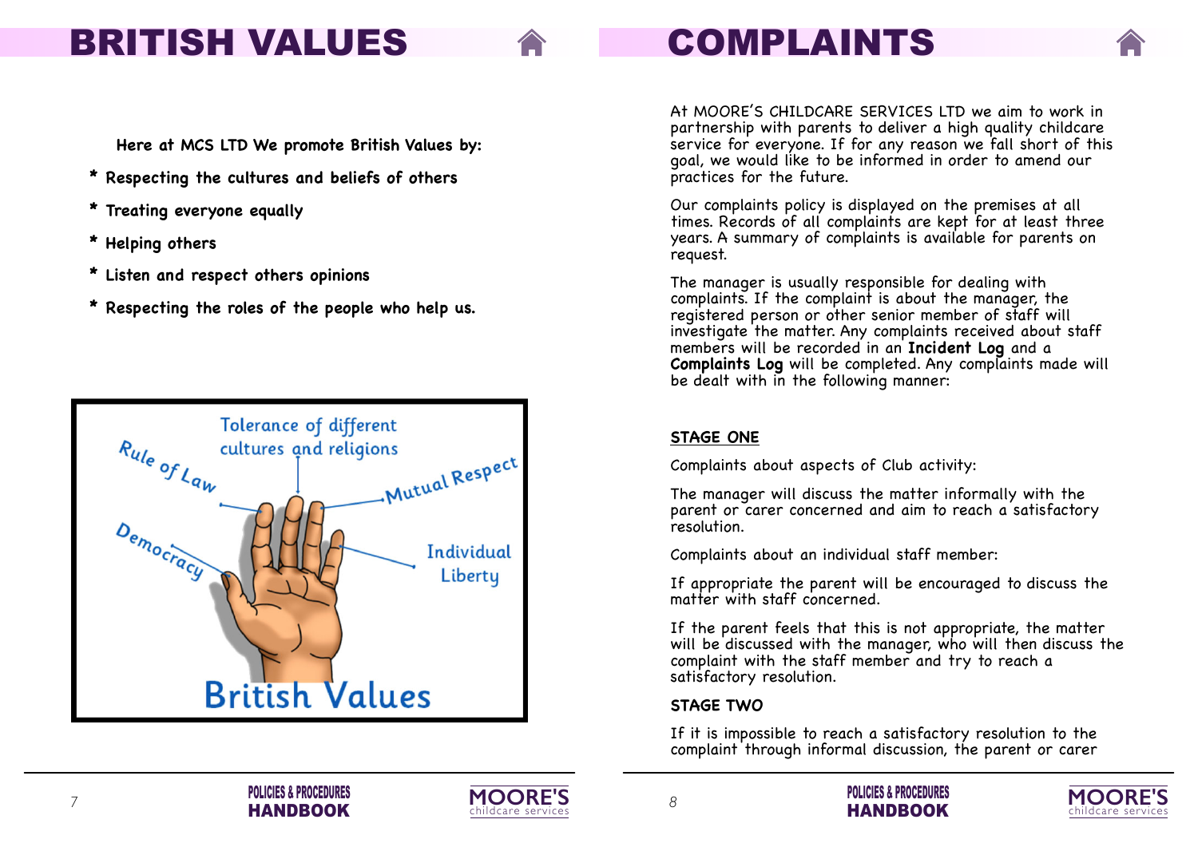# BRITISH VALUES

**Here at MCS LTD We promote British Values by:**

* **Respecting the cultures and beliefs of others**
* **Treating everyone equally**
* **Helping others**
* **Listen and respect others opinions**
* **Respecting the roles of the people who help us.**

# COMPLAINTS

At MOORE'S CHILDCARE SERVICES LTD we aim to work in partnership with parents to deliver a high quality childcare service for everyone. If for any reason we fall short of this goal, we would like to be informed in order to amend our practices for the future.

Our complaints policy is displayed on the premises at all times. Records of all complaints are kept for at least three years. A summary of complaints is available for parents on request.

The manager is usually responsible for dealing with complaints. If the complaint is about the manager, the registered person or other senior member of staff will investigate the matter. Any complaints received about staff members will be recorded in an **Incident Log** and a **Complaints Log** will be completed. Any complaints made will be dealt with in the following manner:

**STAGE ONE**

Complaints about aspects of Club activity:

The manager will discuss the matter informally with the parent or carer concerned and aim to reach a satisfactory resolution.

Complaints about an individual staff member:

If appropriate the parent will be encouraged to discuss the matter with staff concerned.

If the parent feels that this is not appropriate, the matter will be discussed with the manager, who will then discuss the complaint with the staff member and try to reach a satisfactory resolution.

**STAGE TWO**

If it is impossible to reach a satisfactory resolution to the complaint through informal discussion, the parent or carer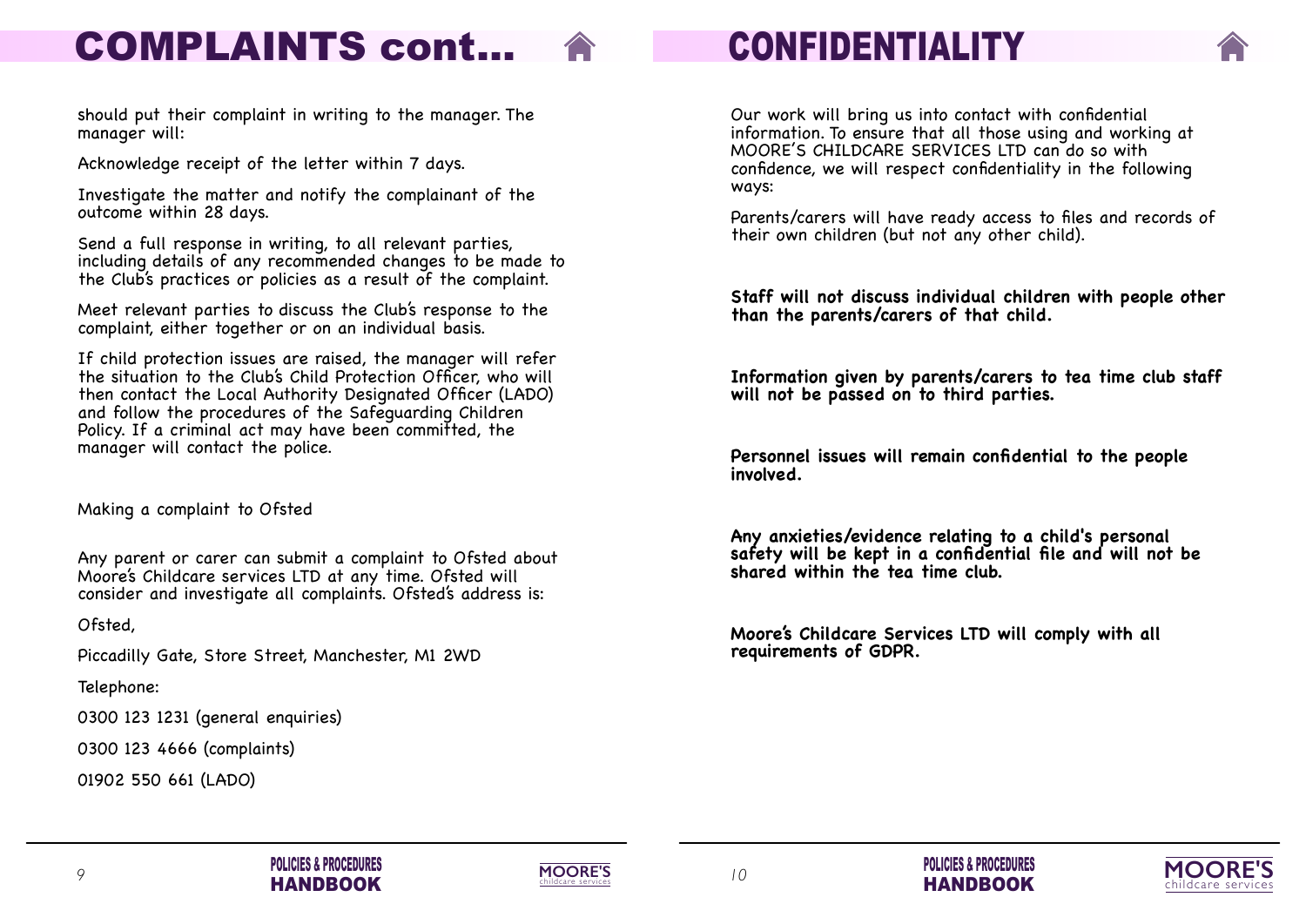# COMPLAINTS cont...

should put their complaint in writing to the manager. The manager will:

Acknowledge receipt of the letter within 7 days.

Investigate the matter and notify the complainant of the outcome within 28 days.

Send a full response in writing, to all relevant parties, including details of any recommended changes to be made to the Club's practices or policies as a result of the complaint.

Meet relevant parties to discuss the Club's response to the complaint, either together or on an individual basis.

If child protection issues are raised, the manager will refer the situation to the Club's Child Protection Officer, who will then contact the Local Authority Designated Officer (LADO) and follow the procedures of the Safeguarding Children Policy. If a criminal act may have been committed, the manager will contact the police.

Making a complaint to Ofsted

Any parent or carer can submit a complaint to Ofsted about Moore's Childcare services LTD at any time. Ofsted will consider and investigate all complaints. Ofsted's address is:

Ofsted,

Piccadilly Gate, Store Street, Manchester, M1 2WD

Telephone:

0300 123 1231 (general enquiries)

0300 123 4666 (complaints)

01902 550 661 (LADO)

# CONFIDENTIALITY

Our work will bring us into contact with confidential information. To ensure that all those using and working at MOORE'S CHILDCARE SERVICES LTD can do so with confidence, we will respect confidentiality in the following ways:

Parents/carers will have ready access to files and records of their own children (but not any other child).

**Staff will not discuss individual children with people other than the parents/carers of that child.**

**Information given by parents/carers to tea time club staff will not be passed on to third parties.**

**Personnel issues will remain confidential to the people involved.**

**Any anxieties/evidence relating to a child's personal safety will be kept in a confidential file and will not be shared within the tea time club.**

**Moore's Childcare Services LTD will comply with all requirements of GDPR.**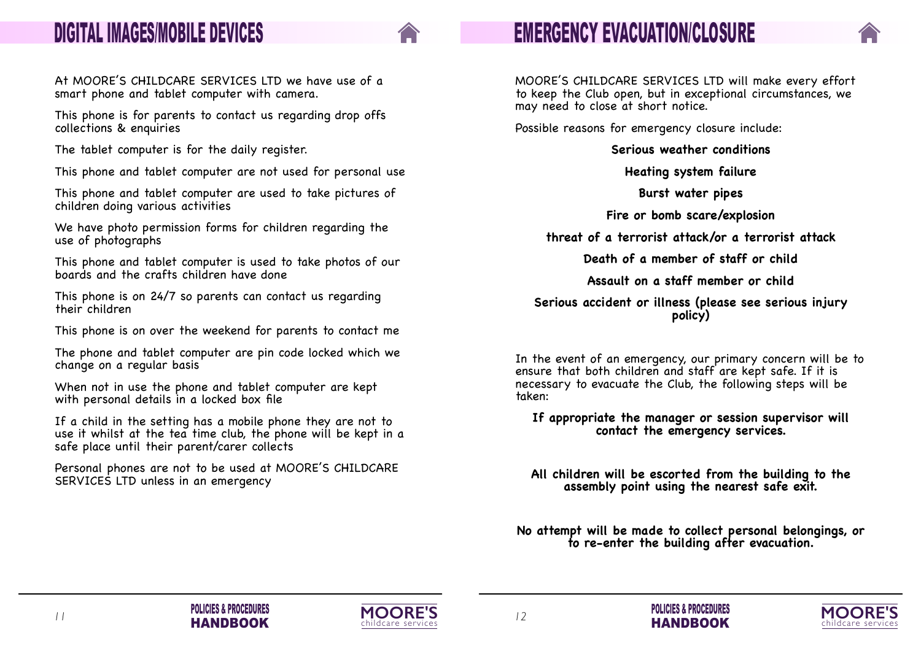# DIGITAL IMAGES/MOBILE DEVICES

At MOORE'S CHILDCARE SERVICES LTD we have use of a smart phone and tablet computer with camera.

This phone is for parents to contact us regarding drop offs collections & enquiries

The tablet computer is for the daily register.

This phone and tablet computer are not used for personal use

This phone and tablet computer are used to take pictures of children doing various activities

We have photo permission forms for children regarding the use of photographs

This phone and tablet computer is used to take photos of our boards and the crafts children have done

This phone is on 24/7 so parents can contact us regarding their children

This phone is on over the weekend for parents to contact me

The phone and tablet computer are pin code locked which we change on a regular basis

When not in use the phone and tablet computer are kept with personal details in a locked box file

If a child in the setting has a mobile phone they are not to use it whilst at the tea time club, the phone will be kept in a safe place until their parent/carer collects

Personal phones are not to be used at MOORE'S CHILDCARE SERVICES LTD unless in an emergency

# EMERGENCY EVACUATION/CLOSURE

MOORE'S CHILDCARE SERVICES LTD will make every effort to keep the Club open, but in exceptional circumstances, we may need to close at short notice.

Possible reasons for emergency closure include:

**Serious weather conditions**

**Heating system failure**

**Burst water pipes**

**Fire or bomb scare/explosion**

**threat of a terrorist attack/or a terrorist attack**

**Death of a member of staff or child**

**Assault on a staff member or child**

**Serious accident or illness (please see serious injury policy)**

In the event of an emergency, our primary concern will be to ensure that both children and staff are kept safe. If it is necessary to evacuate the Club, the following steps will be taken:

**If appropriate the manager or session supervisor will contact the emergency services.**

**All children will be escorted from the building to the assembly point using the nearest safe exit.**

**No attempt will be made to collect personal belongings, or to re-enter the building after evacuation.**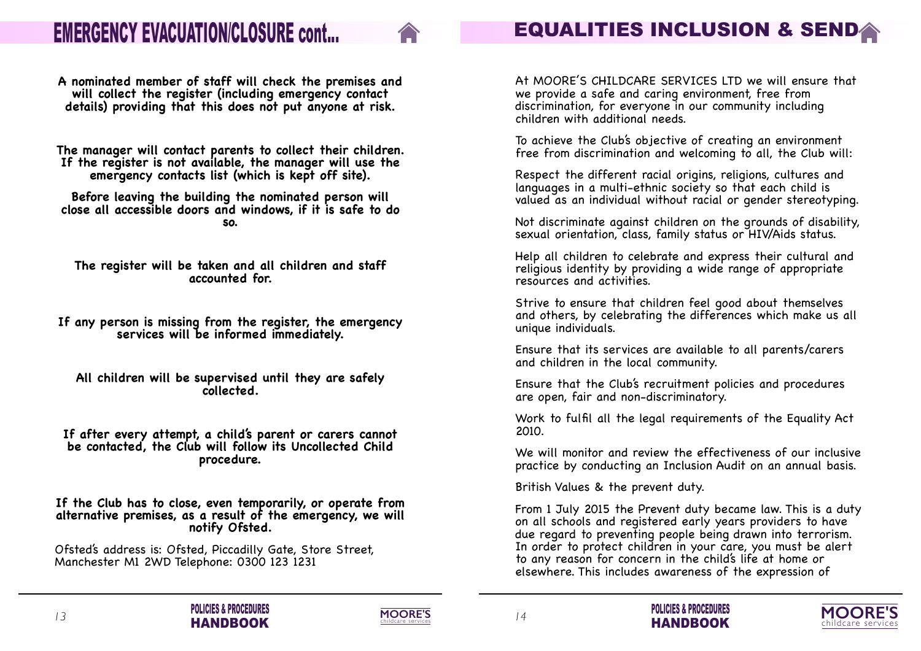# EMERGENCY EVACUATION/CLOSURE cont...

**A nominated member of staff will check the premises and will collect the register (including emergency contact details) providing that this does not put anyone at risk.**

**The manager will contact parents to collect their children. If the register is not available, the manager will use the emergency contacts list (which is kept off site).**

**Before leaving the building the nominated person will close all accessible doors and windows, if it is safe to do so.**

**The register will be taken and all children and staff accounted for.**

**If any person is missing from the register, the emergency services will be informed immediately.**

**All children will be supervised until they are safely collected.**

**If after every attempt, a child's parent or carers cannot be contacted, the Club will follow its Uncollected Child procedure.**

**If the Club has to close, even temporarily, or operate from alternative premises, as a result of the emergency, we will notify Ofsted.**

Ofsted's address is: Ofsted, Piccadilly Gate, Store Street, Manchester M1 2WD Telephone: 0300 123 1231

# EQUALITIES INCLUSION & SEND

At MOORE'S CHILDCARE SERVICES LTD we will ensure that we provide a safe and caring environment, free from discrimination, for everyone in our community including children with additional needs.

To achieve the Club's objective of creating an environment free from discrimination and welcoming to all, the Club will:

Respect the different racial origins, religions, cultures and languages in a multi-ethnic society so that each child is valued as an individual without racial or gender stereotyping.

Not discriminate against children on the grounds of disability, sexual orientation, class, family status or HIV/Aids status.

Help all children to celebrate and express their cultural and religious identity by providing a wide range of appropriate resources and activities.

Strive to ensure that children feel good about themselves and others, by celebrating the differences which make us all unique individuals.

Ensure that its services are available to all parents/carers and children in the local community.

Ensure that the Club's recruitment policies and procedures are open, fair and non-discriminatory.

Work to fulfil all the legal requirements of the Equality Act 2010.

We will monitor and review the effectiveness of our inclusive practice by conducting an Inclusion Audit on an annual basis.

British Values & the prevent duty.

From 1 July 2015 the Prevent duty became law. This is a duty on all schools and registered early years providers to have due regard to preventing people being drawn into terrorism. In order to protect children in your care, you must be alert to any reason for concern in the child's life at home or elsewhere. This includes awareness of the expression of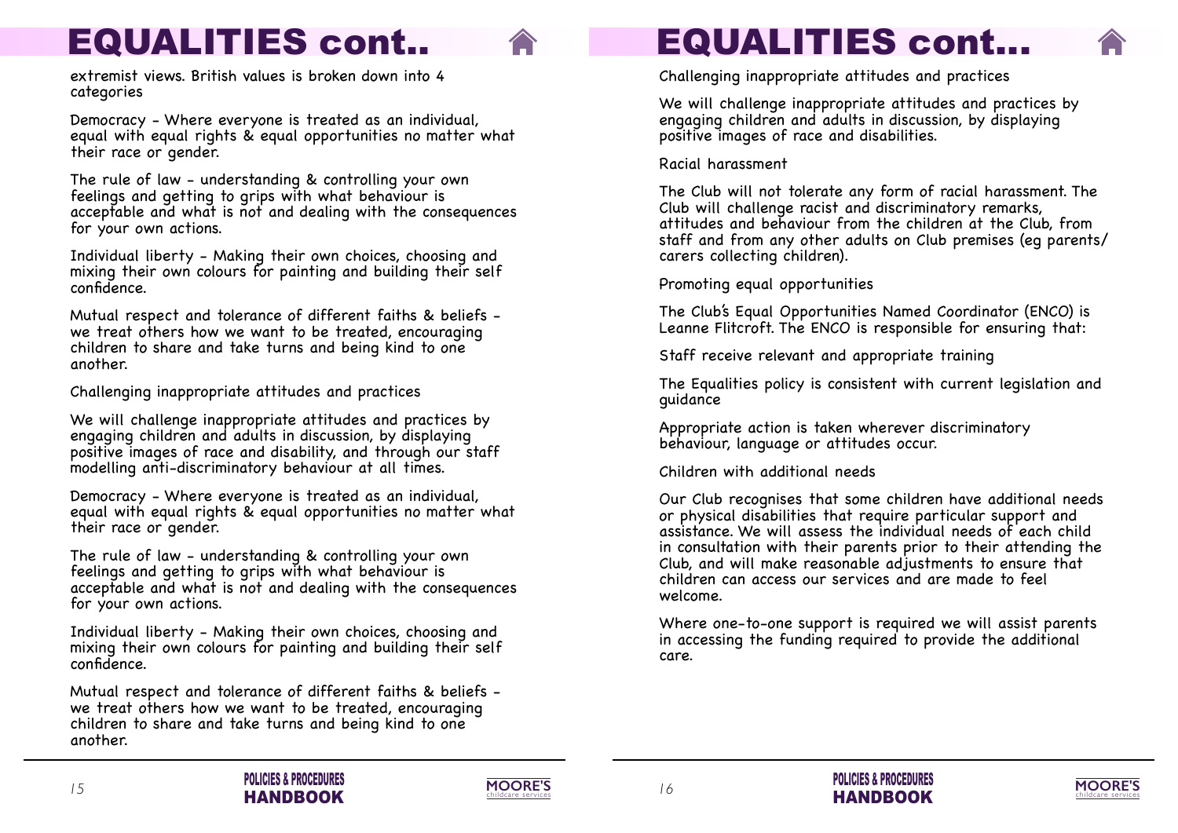# EQUALITIES cont..

extremist views. British values is broken down into 4 categories

Democracy - Where everyone is treated as an individual, equal with equal rights & equal opportunities no matter what their race or gender.

The rule of law - understanding & controlling your own feelings and getting to grips with what behaviour is acceptable and what is not and dealing with the consequences for your own actions.

Individual liberty - Making their own choices, choosing and mixing their own colours for painting and building their self confidence.

Mutual respect and tolerance of different faiths & beliefs - we treat others how we want to be treated, encouraging children to share and take turns and being kind to one another.

Challenging inappropriate attitudes and practices

We will challenge inappropriate attitudes and practices by engaging children and adults in discussion, by displaying positive images of race and disability, and through our staff modelling anti-discriminatory behaviour at all times.

Democracy - Where everyone is treated as an individual, equal with equal rights & equal opportunities no matter what their race or gender.

The rule of law - understanding & controlling your own feelings and getting to grips with what behaviour is acceptable and what is not and dealing with the consequences for your own actions.

Individual liberty - Making their own choices, choosing and mixing their own colours for painting and building their self confidence.

Mutual respect and tolerance of different faiths & beliefs - we treat others how we want to be treated, encouraging children to share and take turns and being kind to one another.

# EQUALITIES cont...

Challenging inappropriate attitudes and practices

We will challenge inappropriate attitudes and practices by engaging children and adults in discussion, by displaying positive images of race and disabilities.

Racial harassment

The Club will not tolerate any form of racial harassment. The Club will challenge racist and discriminatory remarks, attitudes and behaviour from the children at the Club, from staff and from any other adults on Club premises (eg parents/carers collecting children).

Promoting equal opportunities

The Club's Equal Opportunities Named Coordinator (ENCO) is Leanne Flitcroft. The ENCO is responsible for ensuring that:

Staff receive relevant and appropriate training

The Equalities policy is consistent with current legislation and guidance

Appropriate action is taken wherever discriminatory behaviour, language or attitudes occur.

Children with additional needs

Our Club recognises that some children have additional needs or physical disabilities that require particular support and assistance. We will assess the individual needs of each child in consultation with their parents prior to their attending the Club, and will make reasonable adjustments to ensure that children can access our services and are made to feel welcome.

Where one-to-one support is required we will assist parents in accessing the funding required to provide the additional care.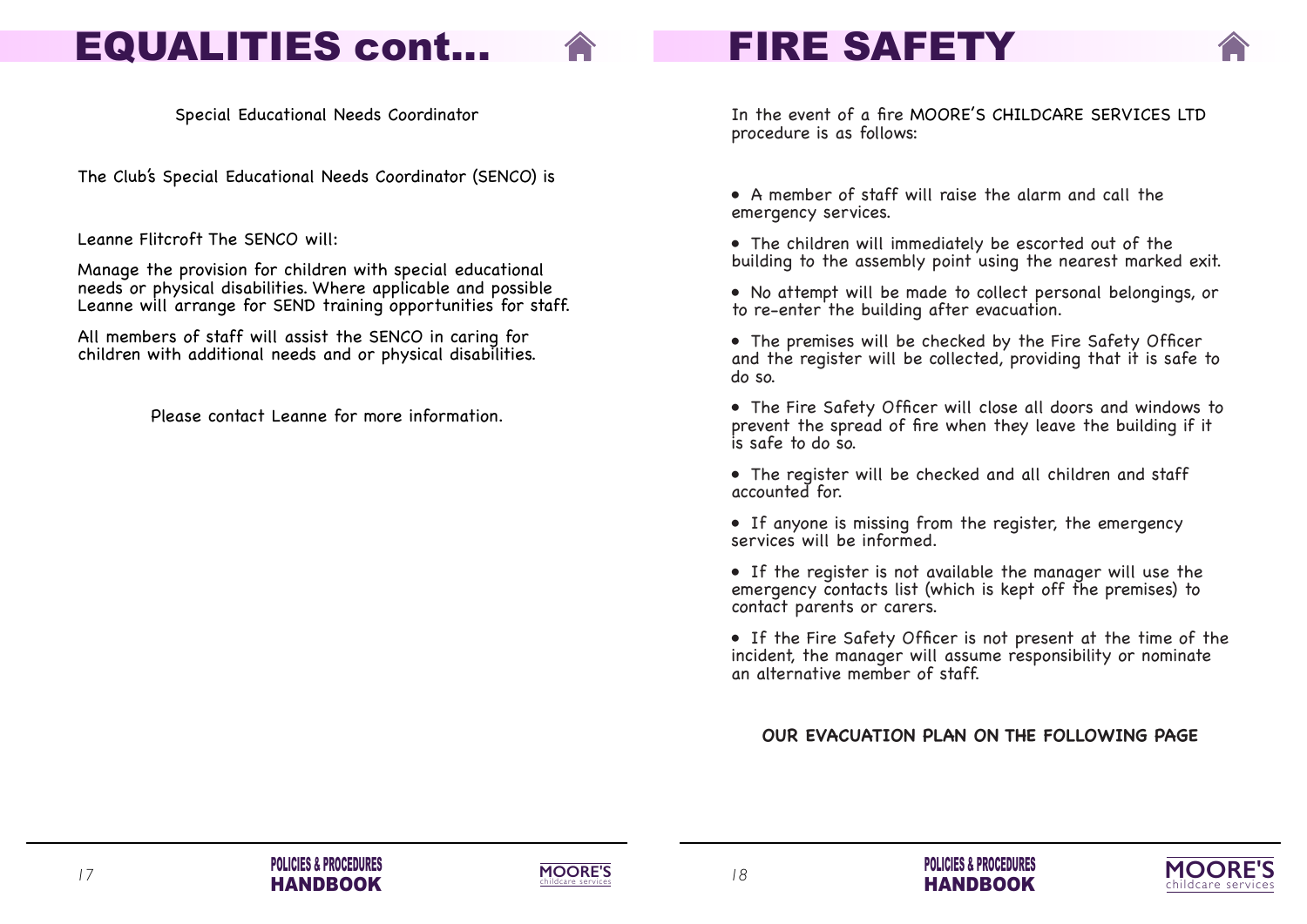# EQUALITIES cont...

Special Educational Needs Coordinator

The Club's Special Educational Needs Coordinator (SENCO) is

Leanne Flitcroft The SENCO will:

Manage the provision for children with special educational needs or physical disabilities. Where applicable and possible Leanne will arrange for SEND training opportunities for staff.

All members of staff will assist the SENCO in caring for children with additional needs and or physical disabilities.

Please contact Leanne for more information.

# FIRE SAFETY

In the event of a fire MOORE'S CHILDCARE SERVICES LTD procedure is as follows:

- A member of staff will raise the alarm and call the emergency services.
- The children will immediately be escorted out of the building to the assembly point using the nearest marked exit.
- No attempt will be made to collect personal belongings, or to re-enter the building after evacuation.
- The premises will be checked by the Fire Safety Officer and the register will be collected, providing that it is safe to do so.
- The Fire Safety Officer will close all doors and windows to prevent the spread of fire when they leave the building if it is safe to do so.
- The register will be checked and all children and staff accounted for.
- If anyone is missing from the register, the emergency services will be informed.
- If the register is not available the manager will use the emergency contacts list (which is kept off the premises) to contact parents or carers.
- If the Fire Safety Officer is not present at the time of the incident, the manager will assume responsibility or nominate an alternative member of staff.

**OUR EVACUATION PLAN ON THE FOLLOWING PAGE**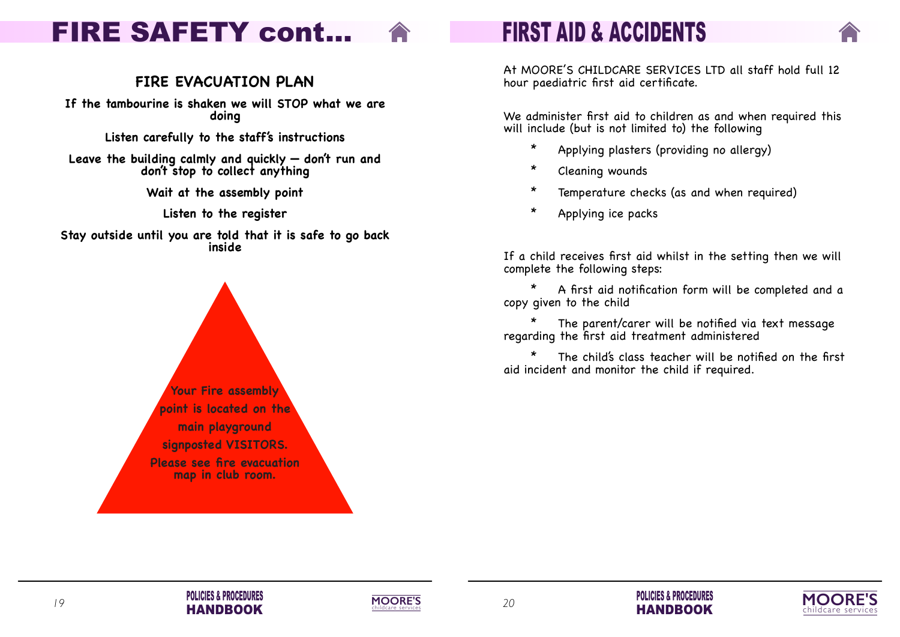# FIRE SAFETY cont...

## FIRE EVACUATION PLAN

**If the tambourine is shaken we will STOP what we are doing**

**Listen carefully to the staff's instructions**

**Leave the building calmly and quickly – don't run and don't stop to collect anything**

**Wait at the assembly point**

**Listen to the register**

**Stay outside until you are told that it is safe to go back inside**

**Your Fire assembly point is located on the main playground signposted VISITORS. Please see fire evacuation map in club room.**

# FIRST AID & ACCIDENTS

At MOORE'S CHILDCARE SERVICES LTD all staff hold full 12 hour paediatric first aid certificate.

We administer first aid to children as and when required this will include (but is not limited to) the following

- Applying plasters (providing no allergy)
- Cleaning wounds
- Temperature checks (as and when required)
- Applying ice packs

If a child receives first aid whilst in the setting then we will complete the following steps:

- A first aid notification form will be completed and a copy given to the child
- The parent/carer will be notified via text message regarding the first aid treatment administered
- The child's class teacher will be notified on the first aid incident and monitor the child if required.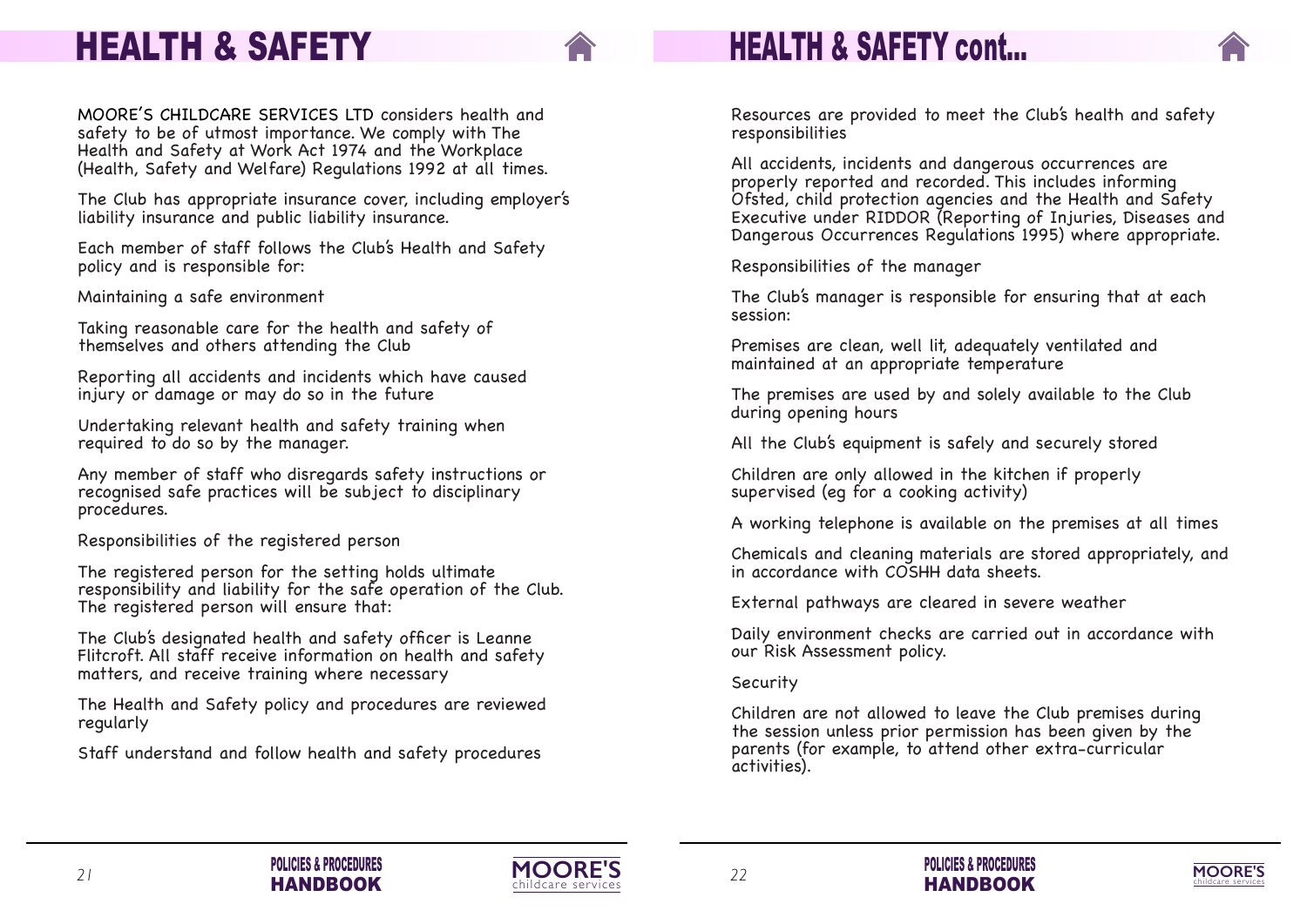# HEALTH & SAFETY

MOORE'S CHILDCARE SERVICES LTD considers health and safety to be of utmost importance. We comply with The Health and Safety at Work Act 1974 and the Workplace (Health, Safety and Welfare) Regulations 1992 at all times.

The Club has appropriate insurance cover, including employer's liability insurance and public liability insurance.

Each member of staff follows the Club's Health and Safety policy and is responsible for:

Maintaining a safe environment

Taking reasonable care for the health and safety of themselves and others attending the Club

Reporting all accidents and incidents which have caused injury or damage or may do so in the future

Undertaking relevant health and safety training when required to do so by the manager.

Any member of staff who disregards safety instructions or recognised safe practices will be subject to disciplinary procedures.

Responsibilities of the registered person

The registered person for the setting holds ultimate responsibility and liability for the safe operation of the Club. The registered person will ensure that:

The Club's designated health and safety officer is Leanne Flitcroft. All staff receive information on health and safety matters, and receive training where necessary

The Health and Safety policy and procedures are reviewed regularly

Staff understand and follow health and safety procedures

# HEALTH & SAFETY cont...

Resources are provided to meet the Club's health and safety responsibilities

All accidents, incidents and dangerous occurrences are properly reported and recorded. This includes informing Ofsted, child protection agencies and the Health and Safety Executive under RIDDOR (Reporting of Injuries, Diseases and Dangerous Occurrences Regulations 1995) where appropriate.

Responsibilities of the manager

The Club's manager is responsible for ensuring that at each session:

Premises are clean, well lit, adequately ventilated and maintained at an appropriate temperature

The premises are used by and solely available to the Club during opening hours

All the Club's equipment is safely and securely stored

Children are only allowed in the kitchen if properly supervised (eg for a cooking activity)

A working telephone is available on the premises at all times

Chemicals and cleaning materials are stored appropriately, and in accordance with COSHH data sheets.

External pathways are cleared in severe weather

Daily environment checks are carried out in accordance with our Risk Assessment policy.

Security

Children are not allowed to leave the Club premises during the session unless prior permission has been given by the parents (for example, to attend other extra-curricular activities).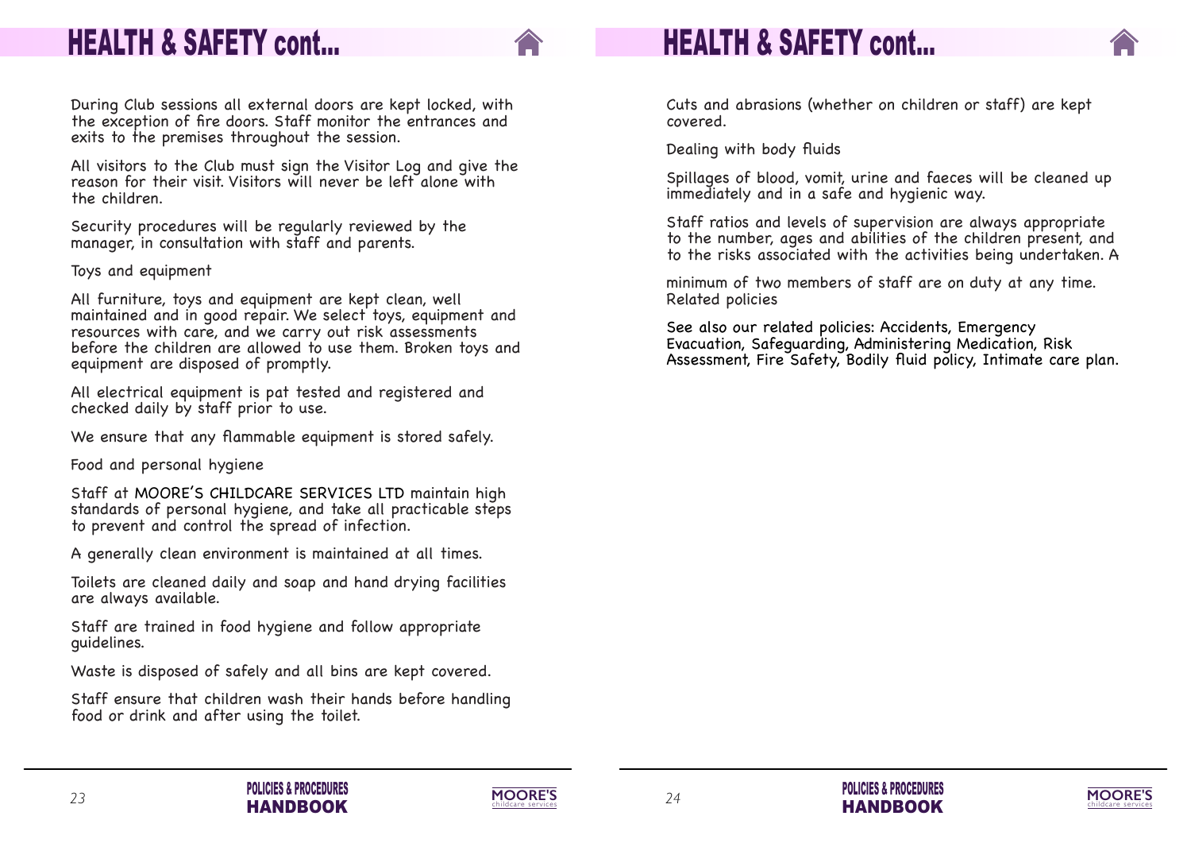# HEALTH & SAFETY cont...

During Club sessions all external doors are kept locked, with the exception of fire doors. Staff monitor the entrances and exits to the premises throughout the session.

All visitors to the Club must sign the Visitor Log and give the reason for their visit. Visitors will never be left alone with the children.

Security procedures will be regularly reviewed by the manager, in consultation with staff and parents.

Toys and equipment

All furniture, toys and equipment are kept clean, well maintained and in good repair. We select toys, equipment and resources with care, and we carry out risk assessments before the children are allowed to use them. Broken toys and equipment are disposed of promptly.

All electrical equipment is pat tested and registered and checked daily by staff prior to use.

We ensure that any flammable equipment is stored safely.

Food and personal hygiene

Staff at MOORE'S CHILDCARE SERVICES LTD maintain high standards of personal hygiene, and take all practicable steps to prevent and control the spread of infection.

A generally clean environment is maintained at all times.

Toilets are cleaned daily and soap and hand drying facilities are always available.

Staff are trained in food hygiene and follow appropriate guidelines.

Waste is disposed of safely and all bins are kept covered.

Staff ensure that children wash their hands before handling food or drink and after using the toilet.

# HEALTH & SAFETY cont...

Cuts and abrasions (whether on children or staff) are kept covered.

Dealing with body fluids

Spillages of blood, vomit, urine and faeces will be cleaned up immediately and in a safe and hygienic way.

Staff ratios and levels of supervision are always appropriate to the number, ages and abilities of the children present, and to the risks associated with the activities being undertaken. A minimum of two members of staff are on duty at any time.

Related policies

See also our related policies: Accidents, Emergency Evacuation, Safeguarding, Administering Medication, Risk Assessment, Fire Safety, Bodily fluid policy, Intimate care plan.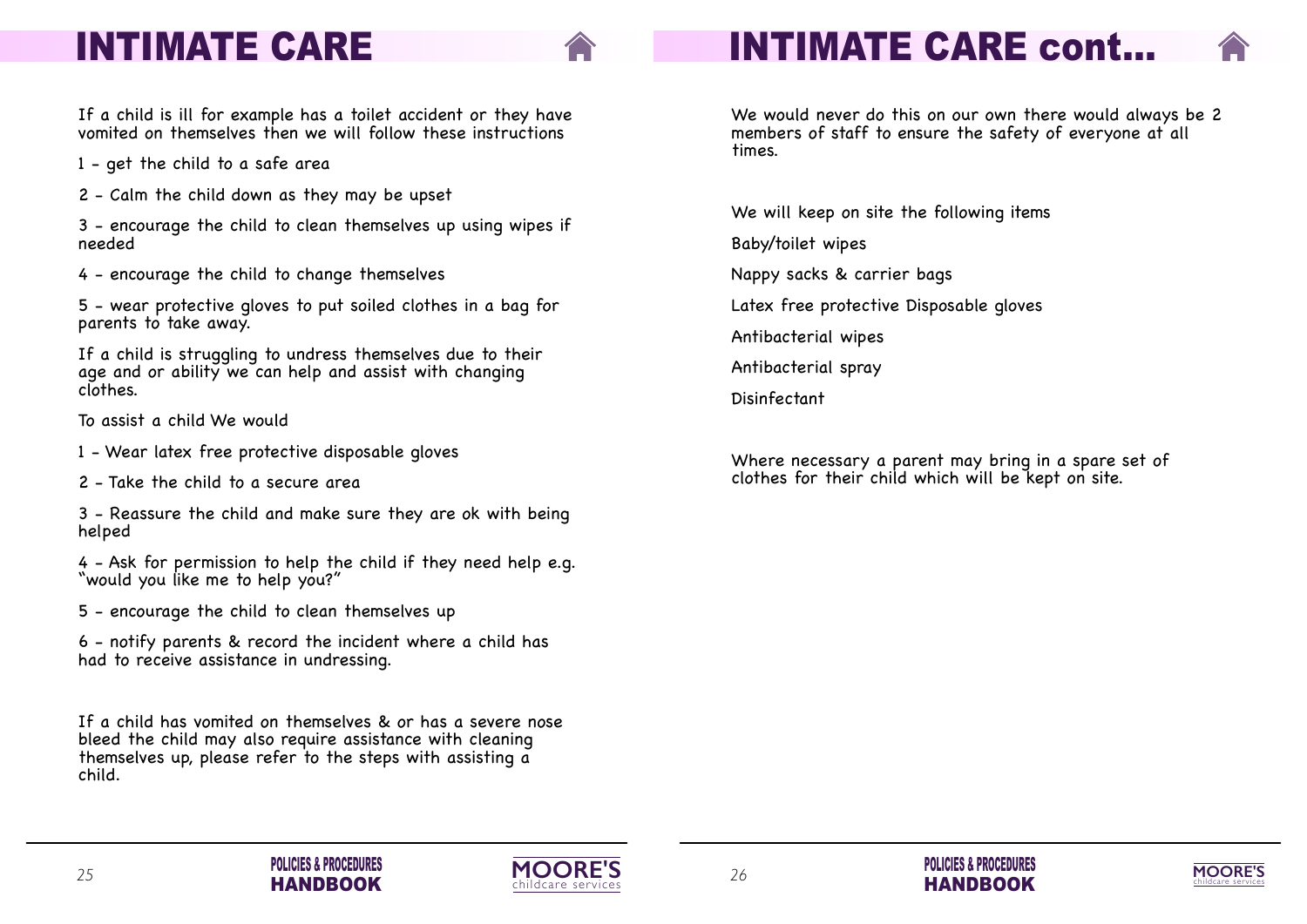# INTIMATE CARE

If a child is ill for example has a toilet accident or they have vomited on themselves then we will follow these instructions

1 - get the child to a safe area

2 - Calm the child down as they may be upset

3 - encourage the child to clean themselves up using wipes if needed

4 - encourage the child to change themselves

5 - wear protective gloves to put soiled clothes in a bag for parents to take away.

If a child is struggling to undress themselves due to their age and or ability we can help and assist with changing clothes.

To assist a child We would

1 - Wear latex free protective disposable gloves

2 - Take the child to a secure area

3 - Reassure the child and make sure they are ok with being helped

4 - Ask for permission to help the child if they need help e.g. "would you like me to help you?"

5 - encourage the child to clean themselves up

6 - notify parents & record the incident where a child has had to receive assistance in undressing.

If a child has vomited on themselves & or has a severe nose bleed the child may also require assistance with cleaning themselves up, please refer to the steps with assisting a child.

# INTIMATE CARE cont...

We would never do this on our own there would always be 2 members of staff to ensure the safety of everyone at all times.

We will keep on site the following items

Baby/toilet wipes

Nappy sacks & carrier bags

Latex free protective Disposable gloves

Antibacterial wipes

Antibacterial spray

Disinfectant

Where necessary a parent may bring in a spare set of clothes for their child which will be kept on site.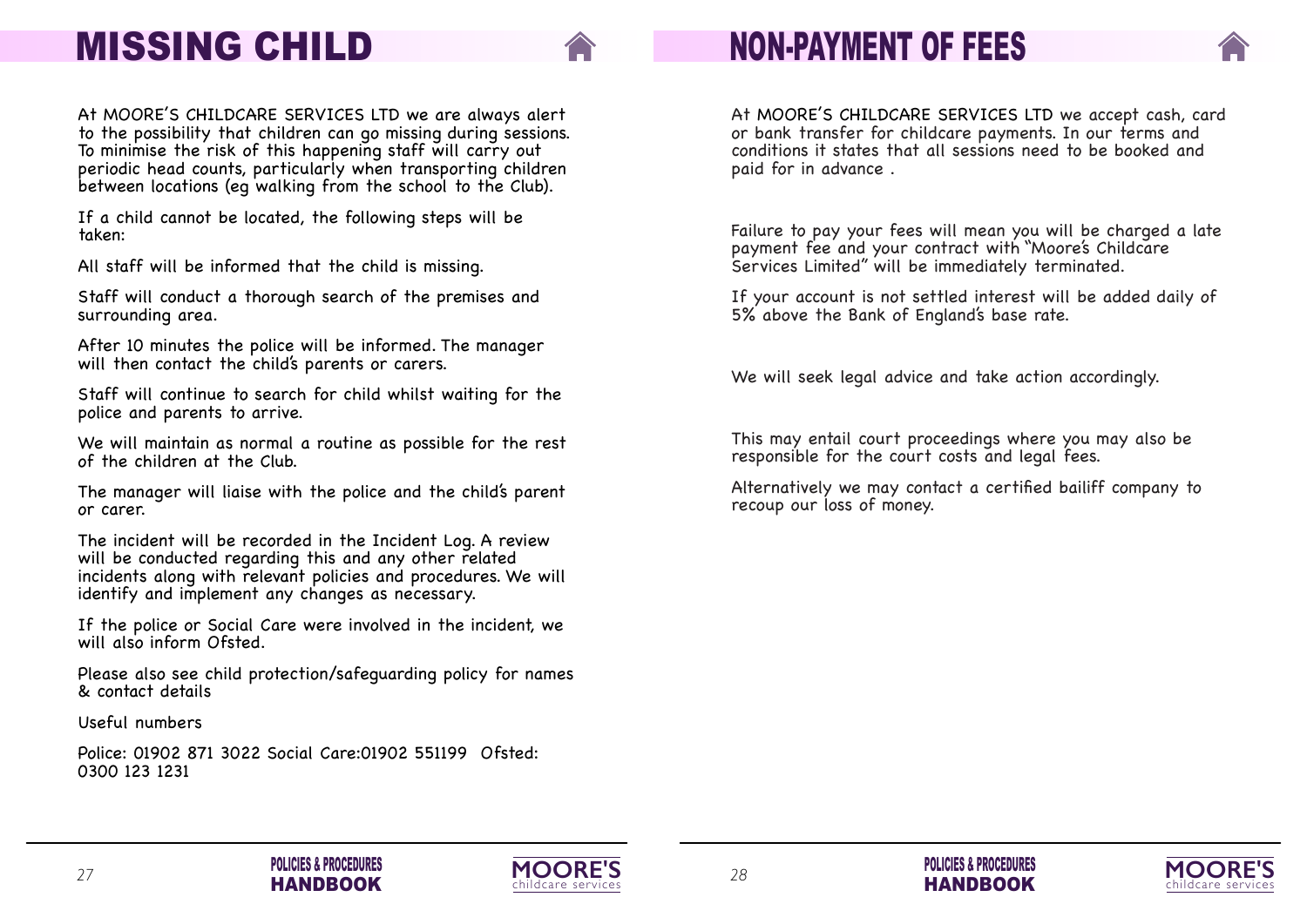# MISSING CHILD

At MOORE'S CHILDCARE SERVICES LTD we are always alert to the possibility that children can go missing during sessions. To minimise the risk of this happening staff will carry out periodic head counts, particularly when transporting children between locations (eg walking from the school to the Club).

If a child cannot be located, the following steps will be taken:

All staff will be informed that the child is missing.

Staff will conduct a thorough search of the premises and surrounding area.

After 10 minutes the police will be informed. The manager will then contact the child's parents or carers.

Staff will continue to search for child whilst waiting for the police and parents to arrive.

We will maintain as normal a routine as possible for the rest of the children at the Club.

The manager will liaise with the police and the child's parent or carer.

The incident will be recorded in the Incident Log. A review will be conducted regarding this and any other related incidents along with relevant policies and procedures. We will identify and implement any changes as necessary.

If the police or Social Care were involved in the incident, we will also inform Ofsted.

Please also see child protection/safeguarding policy for names & contact details

Useful numbers

Police: 01902 871 3022 Social Care:01902 551199 Ofsted: 0300 123 1231

# NON-PAYMENT OF FEES

At MOORE'S CHILDCARE SERVICES LTD we accept cash, card or bank transfer for childcare payments. In our terms and conditions it states that all sessions need to be booked and paid for in advance .

Failure to pay your fees will mean you will be charged a late payment fee and your contract with "Moore's Childcare Services Limited" will be immediately terminated.

If your account is not settled interest will be added daily of 5% above the Bank of England's base rate.

We will seek legal advice and take action accordingly.

This may entail court proceedings where you may also be responsible for the court costs and legal fees.

Alternatively we may contact a certified bailiff company to recoup our loss of money.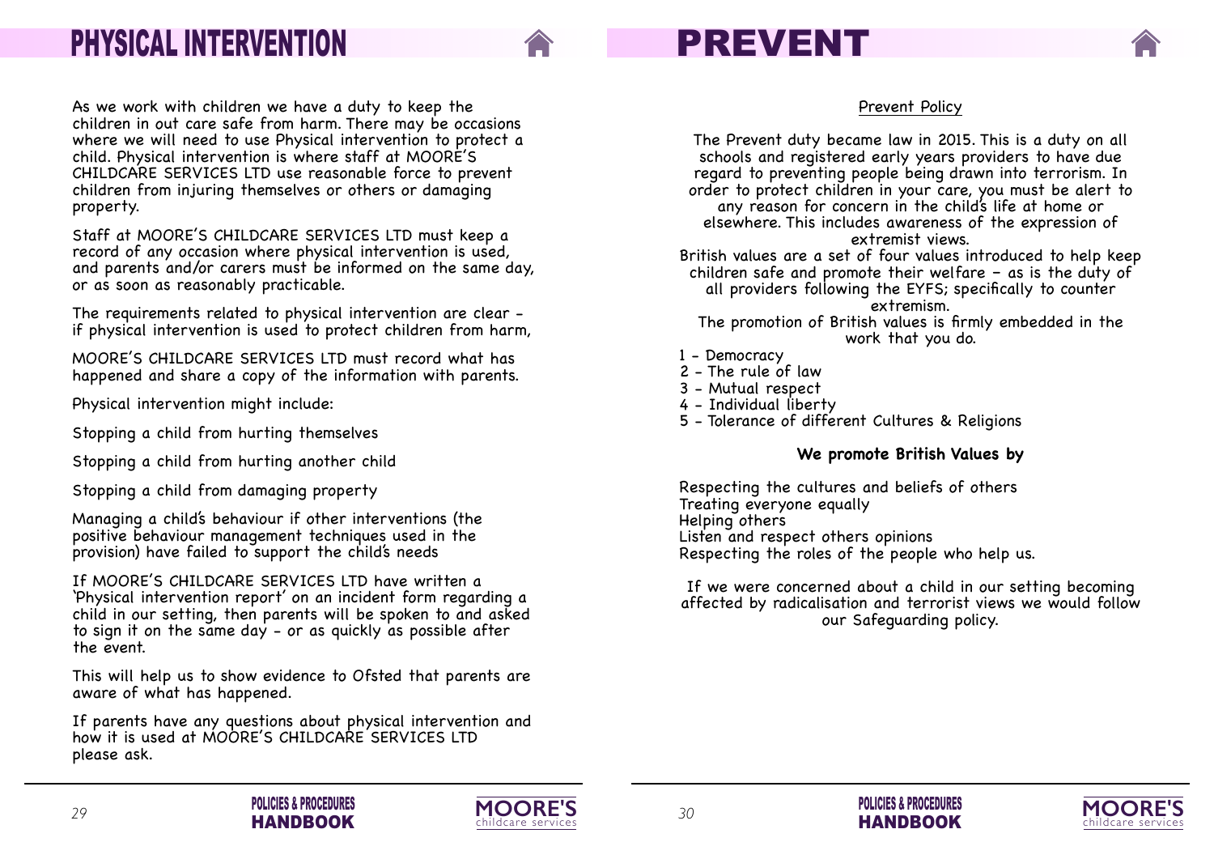# PHYSICAL INTERVENTION

As we work with children we have a duty to keep the children in out care safe from harm. There may be occasions where we will need to use Physical intervention to protect a child. Physical intervention is where staff at MOORE'S CHILDCARE SERVICES LTD use reasonable force to prevent children from injuring themselves or others or damaging property.

Staff at MOORE'S CHILDCARE SERVICES LTD must keep a record of any occasion where physical intervention is used, and parents and/or carers must be informed on the same day, or as soon as reasonably practicable.

The requirements related to physical intervention are clear - if physical intervention is used to protect children from harm,

MOORE'S CHILDCARE SERVICES LTD must record what has happened and share a copy of the information with parents.

Physical intervention might include:

Stopping a child from hurting themselves

Stopping a child from hurting another child

Stopping a child from damaging property

Managing a child's behaviour if other interventions (the positive behaviour management techniques used in the provision) have failed to support the child's needs

If MOORE'S CHILDCARE SERVICES LTD have written a 'Physical intervention report' on an incident form regarding a child in our setting, then parents will be spoken to and asked to sign it on the same day - or as quickly as possible after the event.

This will help us to show evidence to Ofsted that parents are aware of what has happened.

If parents have any questions about physical intervention and how it is used at MOORE'S CHILDCARE SERVICES LTD please ask.

# PREVENT

Prevent Policy

The Prevent duty became law in 2015. This is a duty on all schools and registered early years providers to have due regard to preventing people being drawn into terrorism. In order to protect children in your care, you must be alert to any reason for concern in the child's life at home or elsewhere. This includes awareness of the expression of extremist views.
British values are a set of four values introduced to help keep children safe and promote their welfare - as is the duty of all providers following the EYFS; specifically to counter extremism.
The promotion of British values is firmly embedded in the work that you do.

1 - Democracy
2 - The rule of law
3 - Mutual respect
4 - Individual liberty
5 - Tolerance of different Cultures & Religions

**We promote British Values by**

Respecting the cultures and beliefs of others
Treating everyone equally
Helping others
Listen and respect others opinions
Respecting the roles of the people who help us.

If we were concerned about a child in our setting becoming affected by radicalisation and terrorist views we would follow our Safeguarding policy.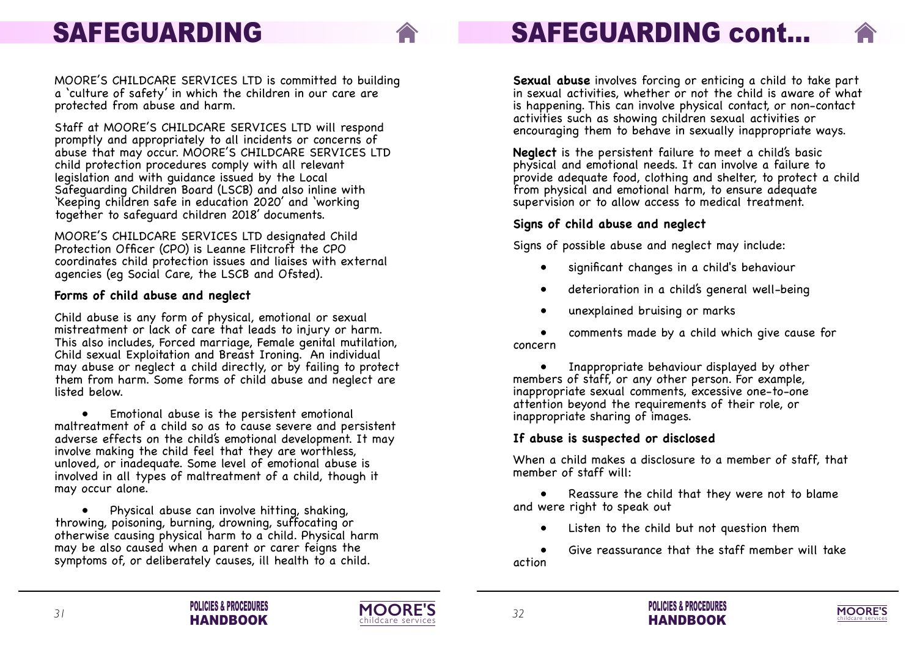# SAFEGUARDING

MOORE'S CHILDCARE SERVICES LTD is committed to building a 'culture of safety' in which the children in our care are protected from abuse and harm.

Staff at MOORE'S CHILDCARE SERVICES LTD will respond promptly and appropriately to all incidents or concerns of abuse that may occur. MOORE'S CHILDCARE SERVICES LTD child protection procedures comply with all relevant legislation and with guidance issued by the Local Safeguarding Children Board (LSCB) and also inline with 'Keeping children safe in education 2020' and 'working together to safeguard children 2018' documents.

MOORE'S CHILDCARE SERVICES LTD designated Child Protection Officer (CPO) is Leanne Flitcroft the CPO coordinates child protection issues and liaises with external agencies (eg Social Care, the LSCB and Ofsted).

### Forms of child abuse and neglect

Child abuse is any form of physical, emotional or sexual mistreatment or lack of care that leads to injury or harm. This also includes, Forced marriage, Female genital mutilation, Child sexual Exploitation and Breast Ironing. An individual may abuse or neglect a child directly, or by failing to protect them from harm. Some forms of child abuse and neglect are listed below.

- Emotional abuse is the persistent emotional maltreatment of a child so as to cause severe and persistent adverse effects on the child's emotional development. It may involve making the child feel that they are worthless, unloved, or inadequate. Some level of emotional abuse is involved in all types of maltreatment of a child, though it may occur alone.
- Physical abuse can involve hitting, shaking, throwing, poisoning, burning, drowning, suffocating or otherwise causing physical harm to a child. Physical harm may be also caused when a parent or carer feigns the symptoms of, or deliberately causes, ill health to a child.

# SAFEGUARDING cont...

**Sexual abuse** involves forcing or enticing a child to take part in sexual activities, whether or not the child is aware of what is happening. This can involve physical contact, or non-contact activities such as showing children sexual activities or encouraging them to behave in sexually inappropriate ways.

**Neglect** is the persistent failure to meet a child's basic physical and emotional needs. It can involve a failure to provide adequate food, clothing and shelter, to protect a child from physical and emotional harm, to ensure adequate supervision or to allow access to medical treatment.

### Signs of child abuse and neglect

Signs of possible abuse and neglect may include:

- significant changes in a child's behaviour
- deterioration in a child's general well-being
- unexplained bruising or marks
- comments made by a child which give cause for concern
- Inappropriate behaviour displayed by other members of staff, or any other person. For example, inappropriate sexual comments, excessive one-to-one attention beyond the requirements of their role, or inappropriate sharing of images.

### If abuse is suspected or disclosed

When a child makes a disclosure to a member of staff, that member of staff will:

- Reassure the child that they were not to blame and were right to speak out
- Listen to the child but not question them
- Give reassurance that the staff member will take action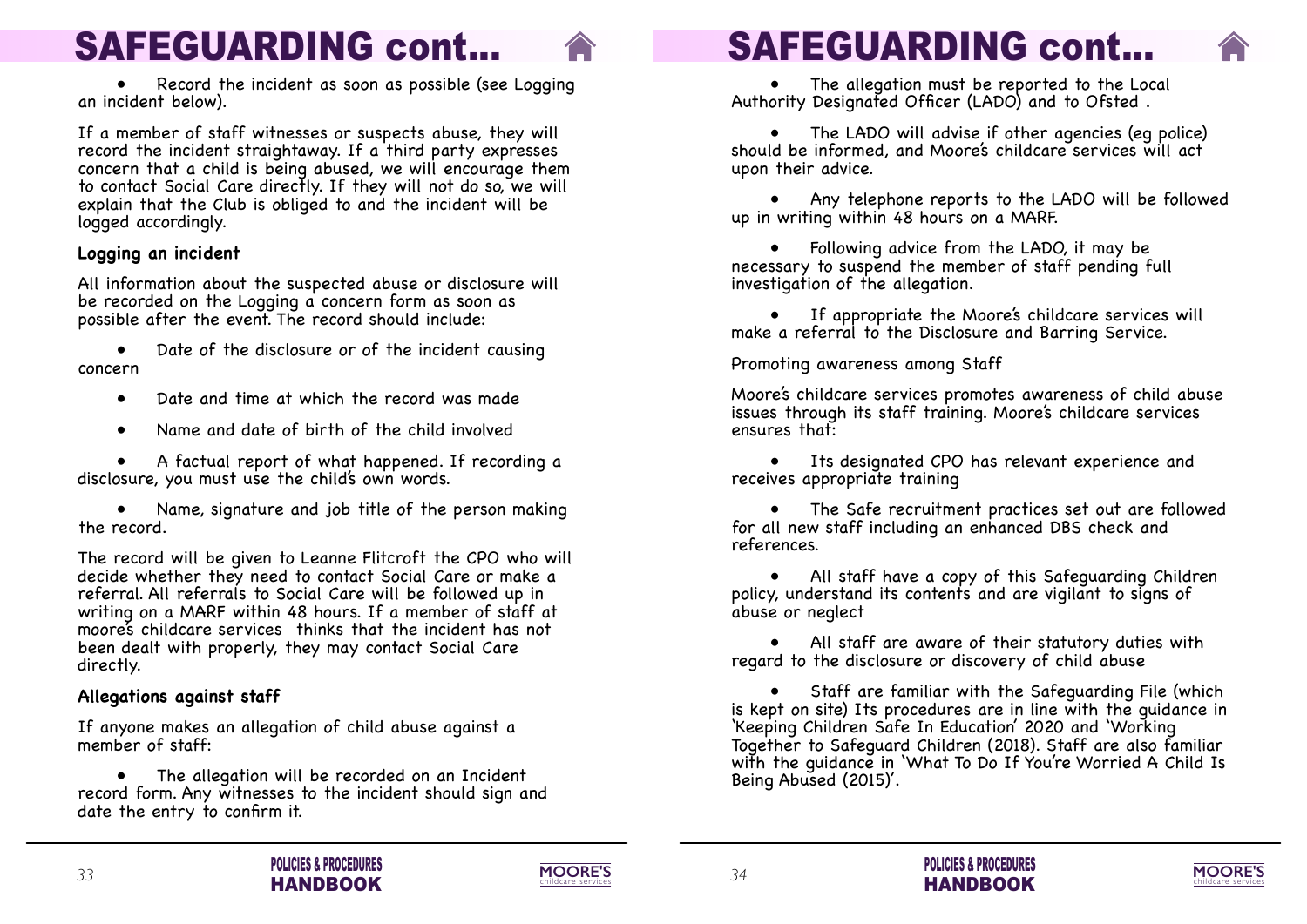# SAFEGUARDING cont...

- Record the incident as soon as possible (see Logging an incident below).

If a member of staff witnesses or suspects abuse, they will record the incident straightaway. If a third party expresses concern that a child is being abused, we will encourage them to contact Social Care directly. If they will not do so, we will explain that the Club is obliged to and the incident will be logged accordingly.

**Logging an incident**

All information about the suspected abuse or disclosure will be recorded on the Logging a concern form as soon as possible after the event. The record should include:

- Date of the disclosure or of the incident causing concern
- Date and time at which the record was made
- Name and date of birth of the child involved
- A factual report of what happened. If recording a disclosure, you must use the child's own words.
- Name, signature and job title of the person making the record.

The record will be given to Leanne Flitcroft the CPO who will decide whether they need to contact Social Care or make a referral. All referrals to Social Care will be followed up in writing on a MARF within 48 hours. If a member of staff at moore's childcare services thinks that the incident has not been dealt with properly, they may contact Social Care directly.

**Allegations against staff**

If anyone makes an allegation of child abuse against a member of staff:

- The allegation will be recorded on an Incident record form. Any witnesses to the incident should sign and date the entry to confirm it.

# SAFEGUARDING cont...

- The allegation must be reported to the Local Authority Designated Officer (LADO) and to Ofsted .
- The LADO will advise if other agencies (eg police) should be informed, and Moore's childcare services will act upon their advice.
- Any telephone reports to the LADO will be followed up in writing within 48 hours on a MARF.
- Following advice from the LADO, it may be necessary to suspend the member of staff pending full investigation of the allegation.
- If appropriate the Moore's childcare services will make a referral to the Disclosure and Barring Service.

Promoting awareness among Staff

Moore's childcare services promotes awareness of child abuse issues through its staff training. Moore's childcare services ensures that:

- Its designated CPO has relevant experience and receives appropriate training
- The Safe recruitment practices set out are followed for all new staff including an enhanced DBS check and references.
- All staff have a copy of this Safeguarding Children policy, understand its contents and are vigilant to signs of abuse or neglect
- All staff are aware of their statutory duties with regard to the disclosure or discovery of child abuse
- Staff are familiar with the Safeguarding File (which is kept on site) Its procedures are in line with the guidance in 'Keeping Children Safe In Education' 2020 and 'Working Together to Safeguard Children (2018). Staff are also familiar with the guidance in 'What To Do If You're Worried A Child Is Being Abused (2015)'.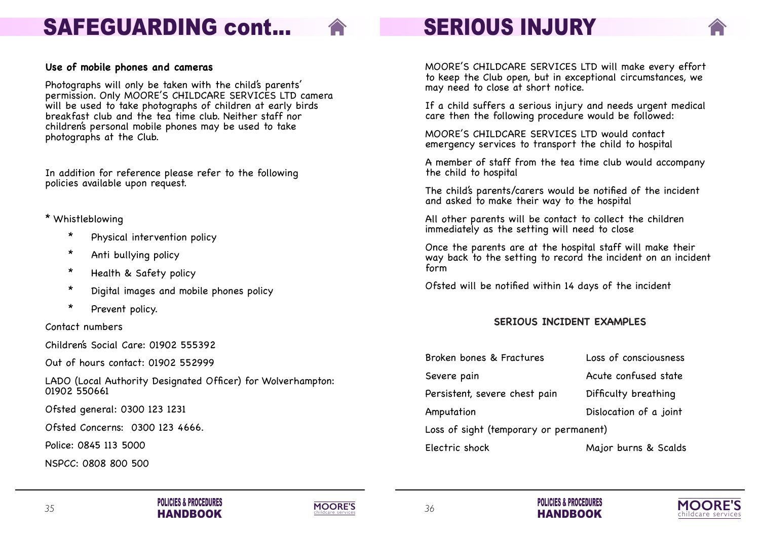# SAFEGUARDING cont...

**Use of mobile phones and cameras**

Photographs will only be taken with the child's parents' permission. Only MOORE'S CHILDCARE SERVICES LTD camera will be used to take photographs of children at early birds breakfast club and the tea time club. Neither staff nor children's personal mobile phones may be used to take photographs at the Club.

In addition for reference please refer to the following policies available upon request.

* Whistleblowing
  * Physical intervention policy
  * Anti bullying policy
  * Health & Safety policy
  * Digital images and mobile phones policy
  * Prevent policy.

Contact numbers

Children's Social Care: 01902 555392

Out of hours contact: 01902 552999

LADO (Local Authority Designated Officer) for Wolverhampton: 01902 550661

Ofsted general: 0300 123 1231

Ofsted Concerns: 0300 123 4666.

Police: 0845 113 5000

NSPCC: 0808 800 500

# SERIOUS INJURY

MOORE'S CHILDCARE SERVICES LTD will make every effort to keep the Club open, but in exceptional circumstances, we may need to close at short notice.

If a child suffers a serious injury and needs urgent medical care then the following procedure would be followed:

MOORE'S CHILDCARE SERVICES LTD would contact emergency services to transport the child to hospital

A member of staff from the tea time club would accompany the child to hospital

The child's parents/carers would be notified of the incident and asked to make their way to the hospital

All other parents will be contact to collect the children immediately as the setting will need to close

Once the parents are at the hospital staff will make their way back to the setting to record the incident on an incident form

Ofsted will be notified within 14 days of the incident

**SERIOUS INCIDENT EXAMPLES**

| | |
|---|---|
| Broken bones & Fractures | Loss of consciousness |
| Severe pain | Acute confused state |
| Persistent, severe chest pain | Difficulty breathing |
| Amputation | Dislocation of a joint |
| Loss of sight (temporary or permanent) | |
| Electric shock | Major burns & Scalds |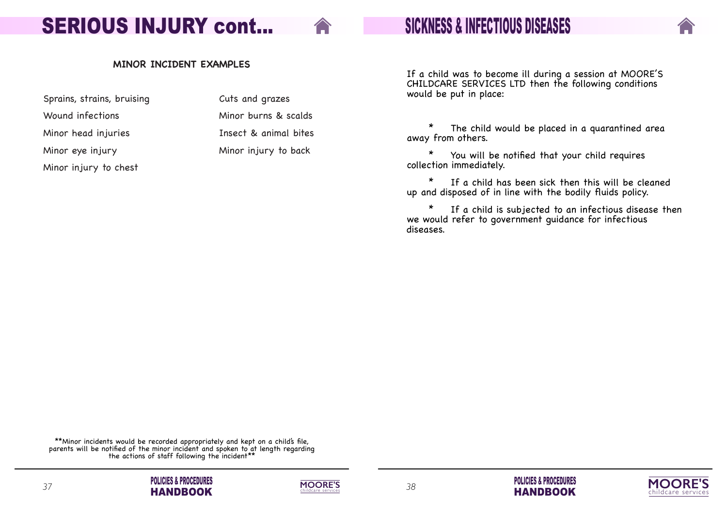# SERIOUS INJURY cont...

### MINOR INCIDENT EXAMPLES

- Sprains, strains, bruising
- Wound infections
- Minor head injuries
- Minor eye injury
- Minor injury to chest
- Cuts and grazes
- Minor burns & scalds
- Insect & animal bites
- Minor injury to back

**Minor incidents would be recorded appropriately and kept on a child's file, parents will be notified of the minor incident and spoken to at length regarding the actions of staff following the incident**

# SICKNESS & INFECTIOUS DISEASES

If a child was to become ill during a session at MOORE'S CHILDCARE SERVICES LTD then the following conditions would be put in place:

* The child would be placed in a quarantined area away from others.
* You will be notified that your child requires collection immediately.
* If a child has been sick then this will be cleaned up and disposed of in line with the bodily fluids policy.
* If a child is subjected to an infectious disease then we would refer to government guidance for infectious diseases.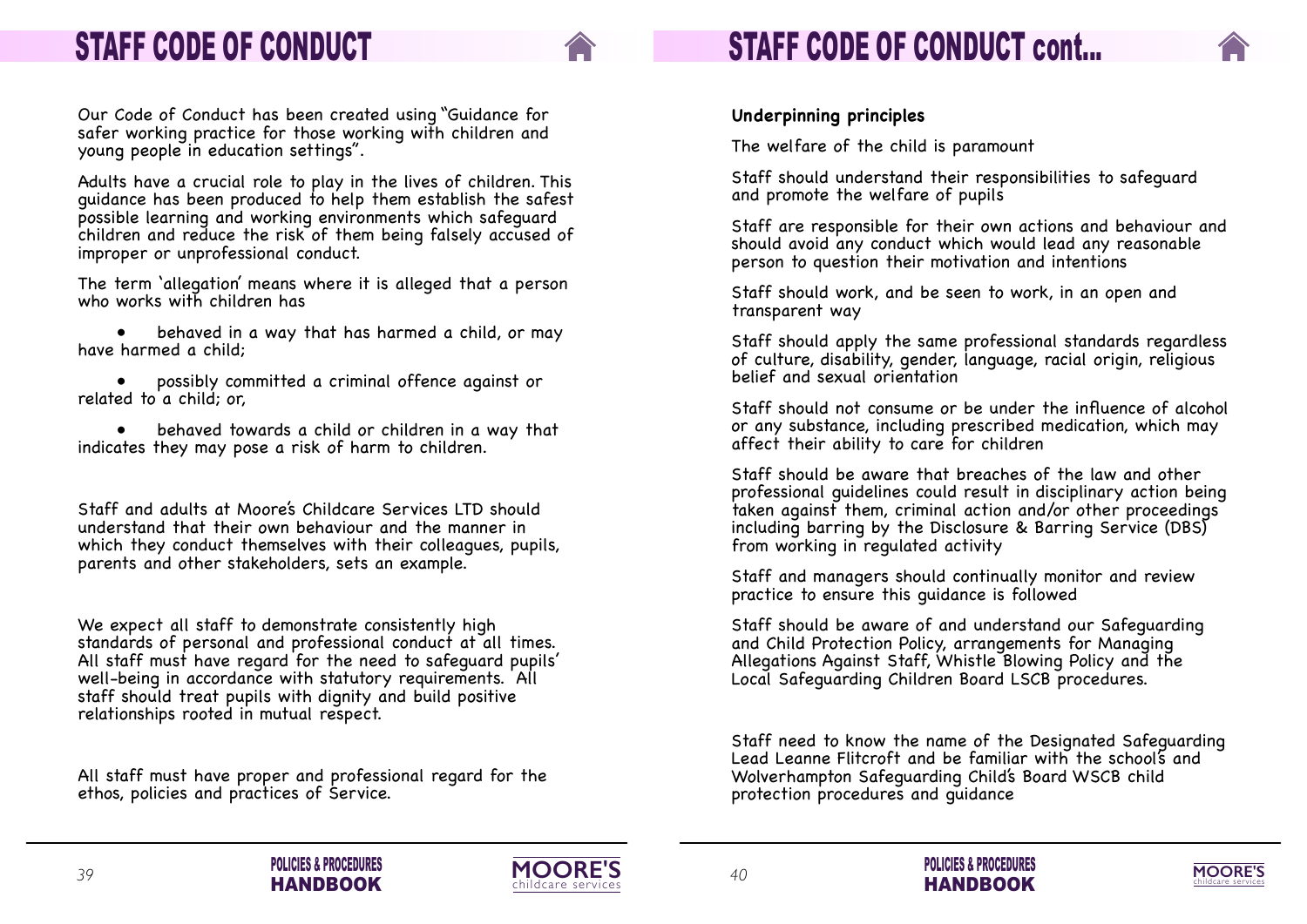# STAFF CODE OF CONDUCT

Our Code of Conduct has been created using "Guidance for safer working practice for those working with children and young people in education settings".

Adults have a crucial role to play in the lives of children. This guidance has been produced to help them establish the safest possible learning and working environments which safeguard children and reduce the risk of them being falsely accused of improper or unprofessional conduct.

The term 'allegation' means where it is alleged that a person who works with children has

- behaved in a way that has harmed a child, or may have harmed a child;
- possibly committed a criminal offence against or related to a child; or,
- behaved towards a child or children in a way that indicates they may pose a risk of harm to children.

Staff and adults at Moore's Childcare Services LTD should understand that their own behaviour and the manner in which they conduct themselves with their colleagues, pupils, parents and other stakeholders, sets an example.

We expect all staff to demonstrate consistently high standards of personal and professional conduct at all times. All staff must have regard for the need to safeguard pupils' well-being in accordance with statutory requirements. All staff should treat pupils with dignity and build positive relationships rooted in mutual respect.

All staff must have proper and professional regard for the ethos, policies and practices of Service.

# STAFF CODE OF CONDUCT cont...

**Underpinning principles**

The welfare of the child is paramount

Staff should understand their responsibilities to safeguard and promote the welfare of pupils

Staff are responsible for their own actions and behaviour and should avoid any conduct which would lead any reasonable person to question their motivation and intentions

Staff should work, and be seen to work, in an open and transparent way

Staff should apply the same professional standards regardless of culture, disability, gender, language, racial origin, religious belief and sexual orientation

Staff should not consume or be under the influence of alcohol or any substance, including prescribed medication, which may affect their ability to care for children

Staff should be aware that breaches of the law and other professional guidelines could result in disciplinary action being taken against them, criminal action and/or other proceedings including barring by the Disclosure & Barring Service (DBS) from working in regulated activity

Staff and managers should continually monitor and review practice to ensure this guidance is followed

Staff should be aware of and understand our Safeguarding and Child Protection Policy, arrangements for Managing Allegations Against Staff, Whistle Blowing Policy and the Local Safeguarding Children Board LSCB procedures.

Staff need to know the name of the Designated Safeguarding Lead Leanne Flitcroft and be familiar with the school's and Wolverhampton Safeguarding Child's Board WSCB child protection procedures and guidance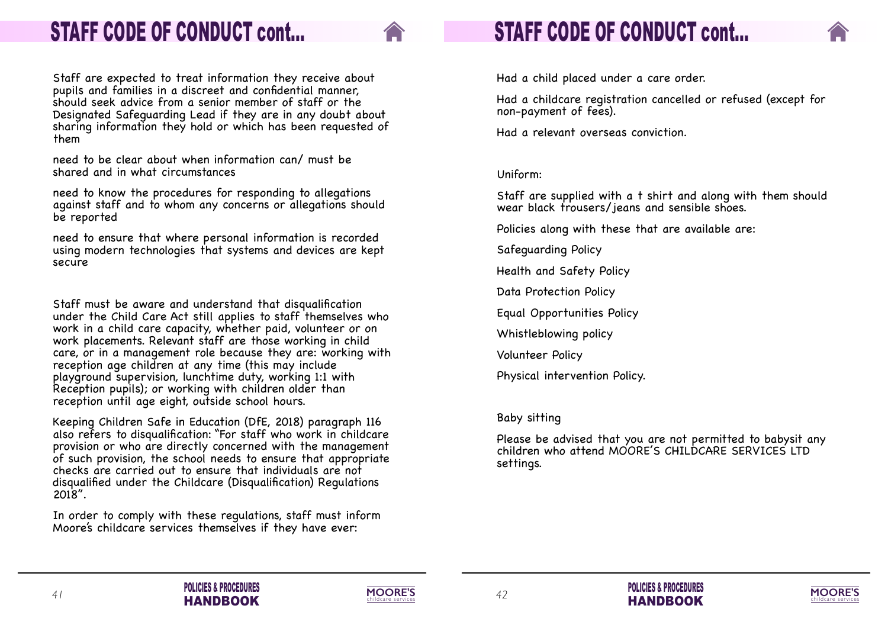# STAFF CODE OF CONDUCT cont...

Staff are expected to treat information they receive about pupils and families in a discreet and confidential manner, should seek advice from a senior member of staff or the Designated Safeguarding Lead if they are in any doubt about sharing information they hold or which has been requested of them

need to be clear about when information can/ must be shared and in what circumstances

need to know the procedures for responding to allegations against staff and to whom any concerns or allegations should be reported

need to ensure that where personal information is recorded using modern technologies that systems and devices are kept secure

Staff must be aware and understand that disqualification under the Child Care Act still applies to staff themselves who work in a child care capacity, whether paid, volunteer or on work placements. Relevant staff are those working in child care, or in a management role because they are: working with reception age children at any time (this may include playground supervision, lunchtime duty, working 1:1 with Reception pupils); or working with children older than reception until age eight, outside school hours.

Keeping Children Safe in Education (DfE, 2018) paragraph 116 also refers to disqualification: "For staff who work in childcare provision or who are directly concerned with the management of such provision, the school needs to ensure that appropriate checks are carried out to ensure that individuals are not disqualified under the Childcare (Disqualification) Regulations 2018".

In order to comply with these regulations, staff must inform Moore's childcare services themselves if they have ever:

# STAFF CODE OF CONDUCT cont...

Had a child placed under a care order.

Had a childcare registration cancelled or refused (except for non-payment of fees).

Had a relevant overseas conviction.

Uniform:

Staff are supplied with a t shirt and along with them should wear black trousers/jeans and sensible shoes.

Policies along with these that are available are:

Safeguarding Policy

Health and Safety Policy

Data Protection Policy

Equal Opportunities Policy

Whistleblowing policy

Volunteer Policy

Physical intervention Policy.

Baby sitting

Please be advised that you are not permitted to babysit any children who attend MOORE'S CHILDCARE SERVICES LTD settings.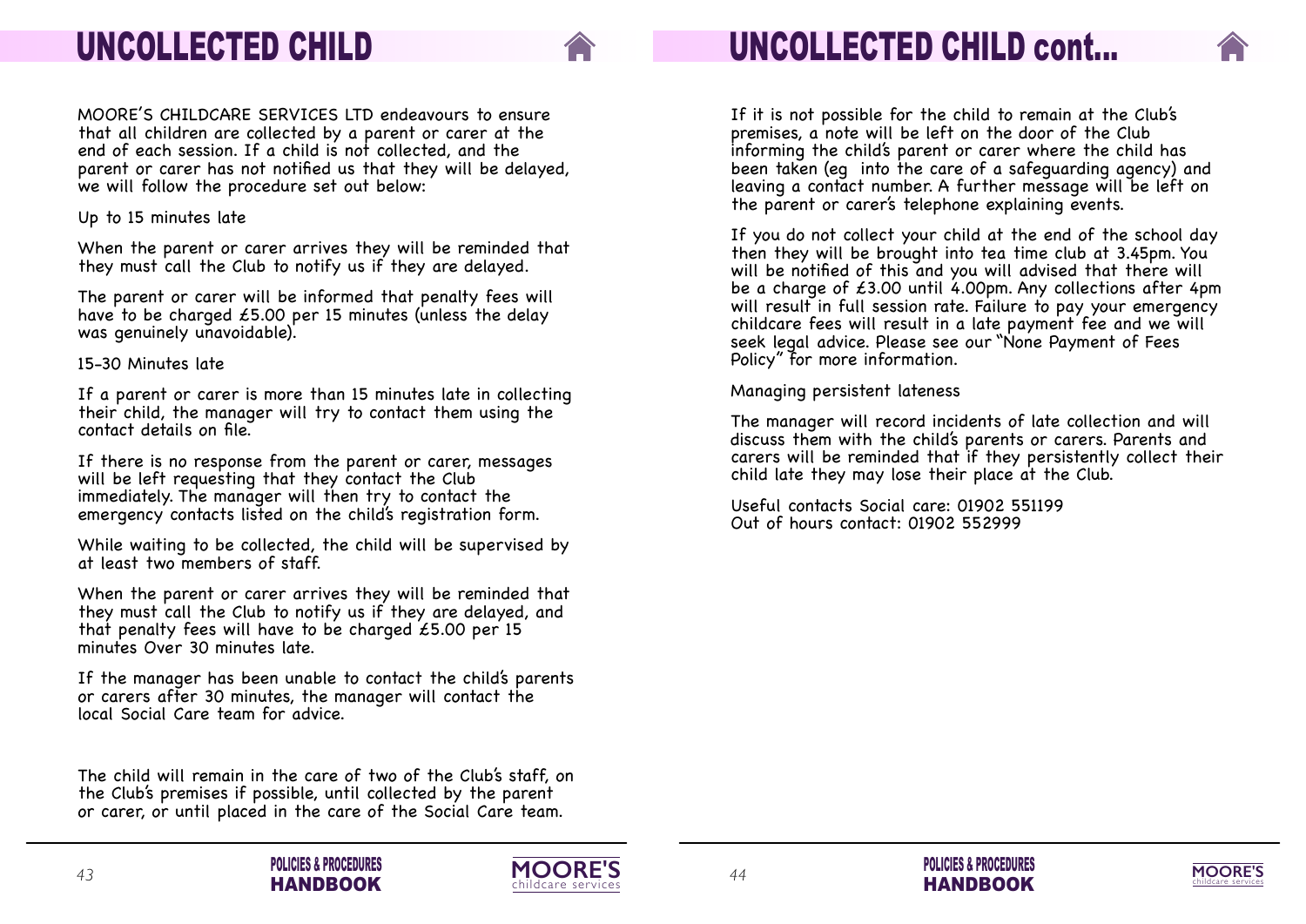# UNCOLLECTED CHILD

MOORE'S CHILDCARE SERVICES LTD endeavours to ensure that all children are collected by a parent or carer at the end of each session. If a child is not collected, and the parent or carer has not notified us that they will be delayed, we will follow the procedure set out below:

Up to 15 minutes late

When the parent or carer arrives they will be reminded that they must call the Club to notify us if they are delayed.

The parent or carer will be informed that penalty fees will have to be charged £5.00 per 15 minutes (unless the delay was genuinely unavoidable).

15-30 Minutes late

If a parent or carer is more than 15 minutes late in collecting their child, the manager will try to contact them using the contact details on file.

If there is no response from the parent or carer, messages will be left requesting that they contact the Club immediately. The manager will then try to contact the emergency contacts listed on the child's registration form.

While waiting to be collected, the child will be supervised by at least two members of staff.

When the parent or carer arrives they will be reminded that they must call the Club to notify us if they are delayed, and that penalty fees will have to be charged £5.00 per 15 minutes Over 30 minutes late.

If the manager has been unable to contact the child's parents or carers after 30 minutes, the manager will contact the local Social Care team for advice.

The child will remain in the care of two of the Club's staff, on the Club's premises if possible, until collected by the parent or carer, or until placed in the care of the Social Care team.

# UNCOLLECTED CHILD cont...

If it is not possible for the child to remain at the Club's premises, a note will be left on the door of the Club informing the child's parent or carer where the child has been taken (eg into the care of a safeguarding agency) and leaving a contact number. A further message will be left on the parent or carer's telephone explaining events.

If you do not collect your child at the end of the school day then they will be brought into tea time club at 3.45pm. You will be notified of this and you will advised that there will be a charge of £3.00 until 4.00pm. Any collections after 4pm will result in full session rate. Failure to pay your emergency childcare fees will result in a late payment fee and we will seek legal advice. Please see our "None Payment of Fees Policy" for more information.

Managing persistent lateness

The manager will record incidents of late collection and will discuss them with the child's parents or carers. Parents and carers will be reminded that if they persistently collect their child late they may lose their place at the Club.

Useful contacts Social care: 01902 551199
Out of hours contact: 01902 552999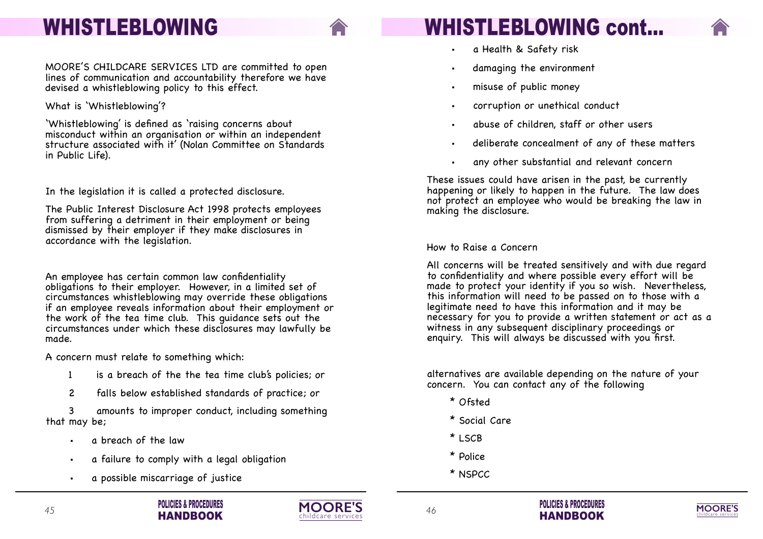# WHISTLEBLOWING

MOORE'S CHILDCARE SERVICES LTD are committed to open lines of communication and accountability therefore we have devised a whistleblowing policy to this effect.

What is 'Whistleblowing'?

'Whistleblowing' is defined as 'raising concerns about misconduct within an organisation or within an independent structure associated with it' (Nolan Committee on Standards in Public Life).

In the legislation it is called a protected disclosure.

The Public Interest Disclosure Act 1998 protects employees from suffering a detriment in their employment or being dismissed by their employer if they make disclosures in accordance with the legislation.

An employee has certain common law confidentiality obligations to their employer. However, in a limited set of circumstances whistleblowing may override these obligations if an employee reveals information about their employment or the work of the tea time club. This guidance sets out the circumstances under which these disclosures may lawfully be made.

A concern must relate to something which:

1. is a breach of the the tea time club's policies; or
2. falls below established standards of practice; or
3. amounts to improper conduct, including something that may be;

- a breach of the law
- a failure to comply with a legal obligation
- a possible miscarriage of justice

# WHISTLEBLOWING cont...

- a Health & Safety risk
- damaging the environment
- misuse of public money
- corruption or unethical conduct
- abuse of children, staff or other users
- deliberate concealment of any of these matters
- any other substantial and relevant concern

These issues could have arisen in the past, be currently happening or likely to happen in the future. The law does not protect an employee who would be breaking the law in making the disclosure.

How to Raise a Concern

All concerns will be treated sensitively and with due regard to confidentiality and where possible every effort will be made to protect your identity if you so wish. Nevertheless, this information will need to be passed on to those with a legitimate need to have this information and it may be necessary for you to provide a written statement or act as a witness in any subsequent disciplinary proceedings or enquiry. This will always be discussed with you first.

alternatives are available depending on the nature of your concern. You can contact any of the following

* Ofsted
* Social Care
* LSCB
* Police
* NSPCC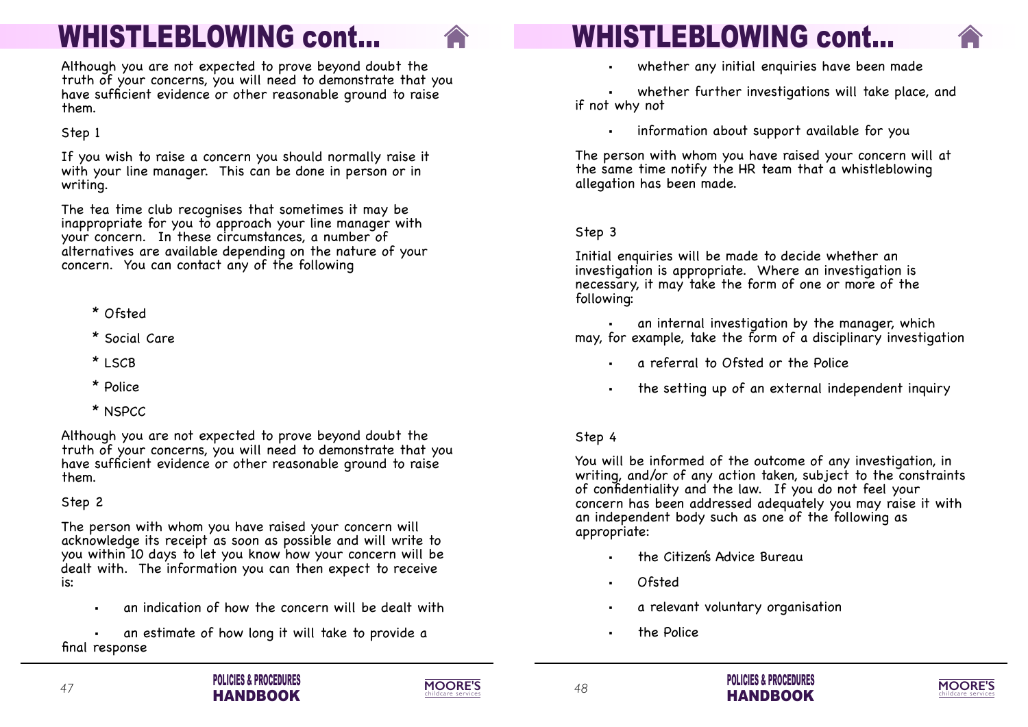# WHISTLEBLOWING cont...

Although you are not expected to prove beyond doubt the truth of your concerns, you will need to demonstrate that you have sufficient evidence or other reasonable ground to raise them.

Step 1

If you wish to raise a concern you should normally raise it with your line manager. This can be done in person or in writing.

The tea time club recognises that sometimes it may be inappropriate for you to approach your line manager with your concern. In these circumstances, a number of alternatives are available depending on the nature of your concern. You can contact any of the following

* Ofsted
* Social Care
* LSCB
* Police
* NSPCC

Although you are not expected to prove beyond doubt the truth of your concerns, you will need to demonstrate that you have sufficient evidence or other reasonable ground to raise them.

Step 2

The person with whom you have raised your concern will acknowledge its receipt as soon as possible and will write to you within 10 days to let you know how your concern will be dealt with. The information you can then expect to receive is:

- an indication of how the concern will be dealt with
- an estimate of how long it will take to provide a final response
- whether any initial enquiries have been made
- whether further investigations will take place, and if not why not
- information about support available for you

The person with whom you have raised your concern will at the same time notify the HR team that a whistleblowing allegation has been made.

Step 3

Initial enquiries will be made to decide whether an investigation is appropriate. Where an investigation is necessary, it may take the form of one or more of the following:

- an internal investigation by the manager, which may, for example, take the form of a disciplinary investigation
- a referral to Ofsted or the Police
- the setting up of an external independent inquiry

Step 4

You will be informed of the outcome of any investigation, in writing, and/or of any action taken, subject to the constraints of confidentiality and the law. If you do not feel your concern has been addressed adequately you may raise it with an independent body such as one of the following as appropriate:

- the Citizen's Advice Bureau
- Ofsted
- a relevant voluntary organisation
- the Police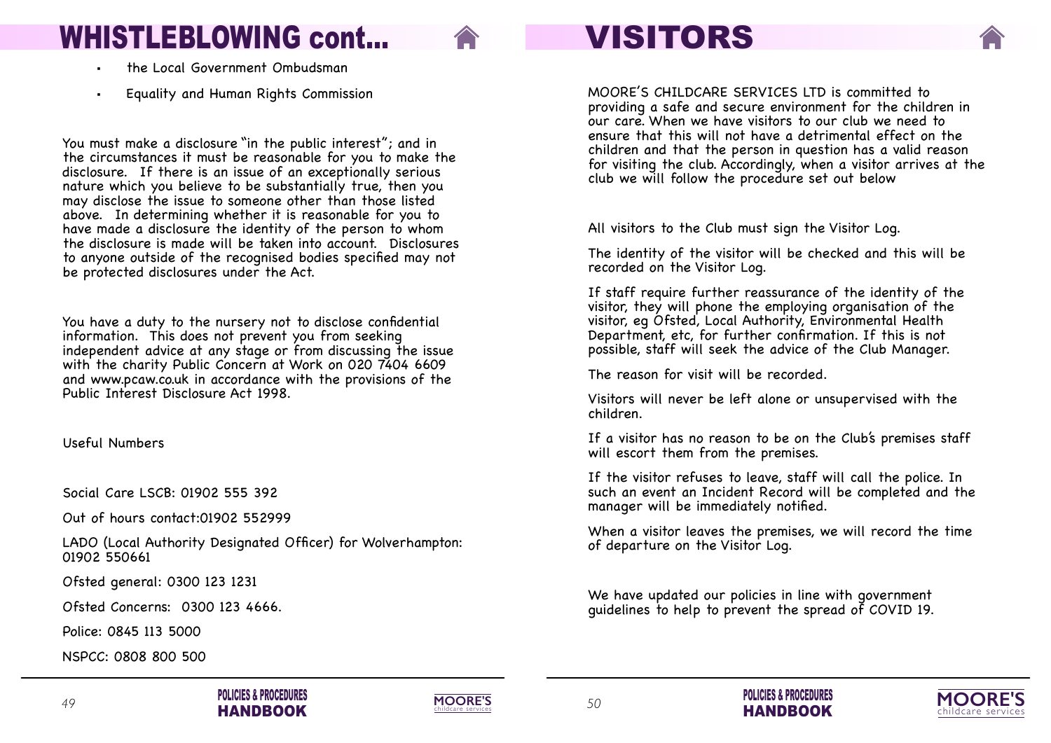# WHISTLEBLOWING cont...

- the Local Government Ombudsman
- Equality and Human Rights Commission

You must make a disclosure "in the public interest"; and in the circumstances it must be reasonable for you to make the disclosure. If there is an issue of an exceptionally serious nature which you believe to be substantially true, then you may disclose the issue to someone other than those listed above. In determining whether it is reasonable for you to have made a disclosure the identity of the person to whom the disclosure is made will be taken into account. Disclosures to anyone outside of the recognised bodies specified may not be protected disclosures under the Act.

You have a duty to the nursery not to disclose confidential information. This does not prevent you from seeking independent advice at any stage or from discussing the issue with the charity Public Concern at Work on 020 7404 6609 and www.pcaw.co.uk in accordance with the provisions of the Public Interest Disclosure Act 1998.

Useful Numbers

Social Care LSCB: 01902 555 392

Out of hours contact:01902 552999

LADO (Local Authority Designated Officer) for Wolverhampton: 01902 550661

Ofsted general: 0300 123 1231

Ofsted Concerns: 0300 123 4666.

Police: 0845 113 5000

NSPCC: 0808 800 500

# VISITORS

MOORE'S CHILDCARE SERVICES LTD is committed to providing a safe and secure environment for the children in our care. When we have visitors to our club we need to ensure that this will not have a detrimental effect on the children and that the person in question has a valid reason for visiting the club. Accordingly, when a visitor arrives at the club we will follow the procedure set out below

All visitors to the Club must sign the Visitor Log.

The identity of the visitor will be checked and this will be recorded on the Visitor Log.

If staff require further reassurance of the identity of the visitor, they will phone the employing organisation of the visitor, eg Ofsted, Local Authority, Environmental Health Department, etc, for further confirmation. If this is not possible, staff will seek the advice of the Club Manager.

The reason for visit will be recorded.

Visitors will never be left alone or unsupervised with the children.

If a visitor has no reason to be on the Club's premises staff will escort them from the premises.

If the visitor refuses to leave, staff will call the police. In such an event an Incident Record will be completed and the manager will be immediately notified.

When a visitor leaves the premises, we will record the time of departure on the Visitor Log.

We have updated our policies in line with government guidelines to help to prevent the spread of COVID 19.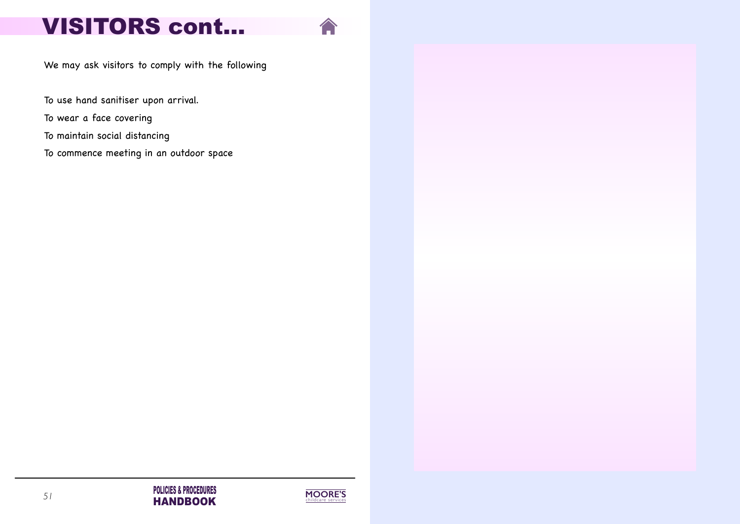# VISITORS cont...

We may ask visitors to comply with the following

To use hand sanitiser upon arrival.

To wear a face covering

To maintain social distancing

To commence meeting in an outdoor space